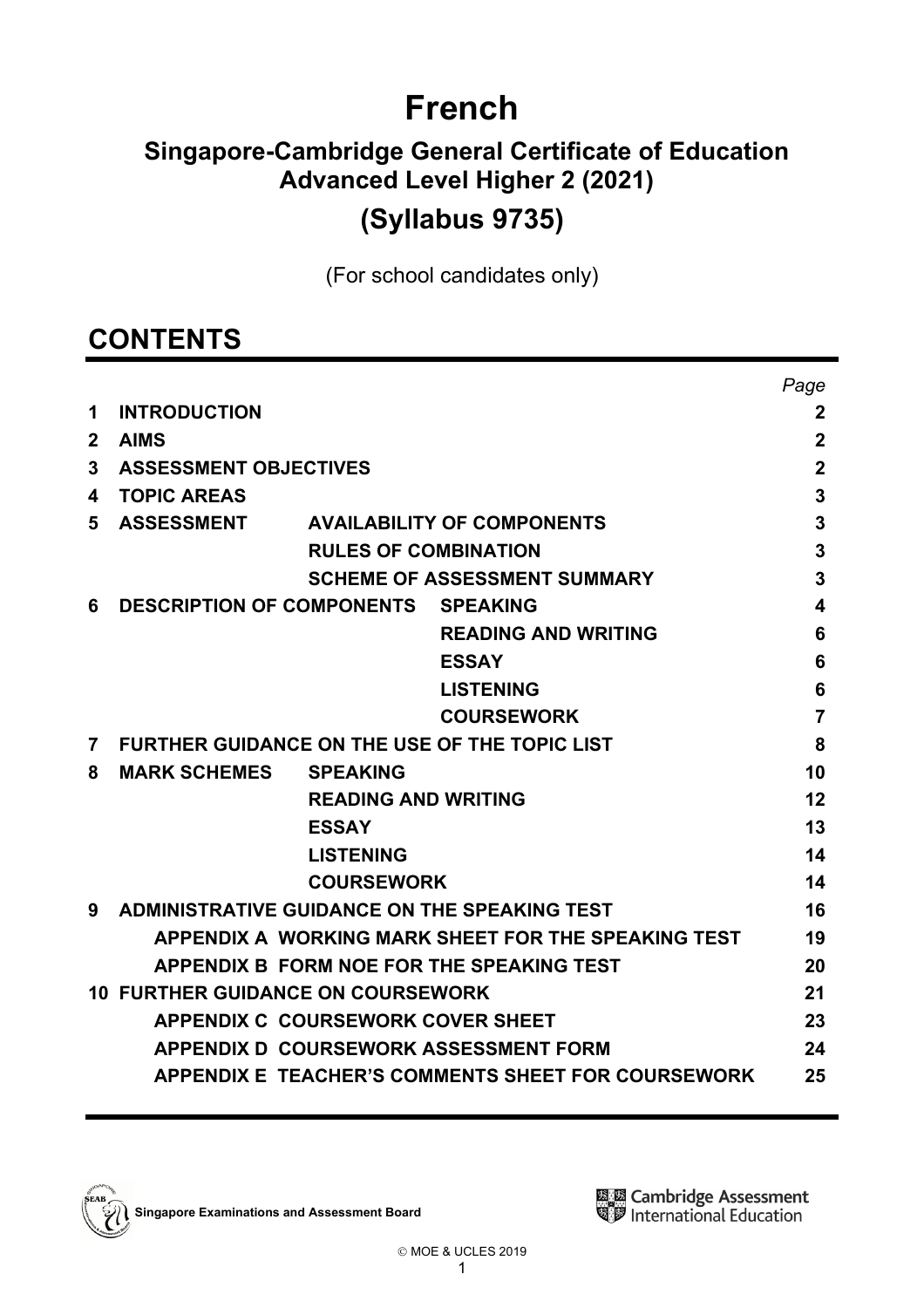# French

## Singapore-Cambridge General Certificate of Education Advanced Level Higher 2 (2021)

## (Syllabus 9735)

(For school candidates only)

## CONTENTS

| | | | | Page |
|---|---|---|---|---|
| 1 | INTRODUCTION | | | 2 |
| 2 | AIMS | | | 2 |
| 3 | ASSESSMENT OBJECTIVES | | | 2 |
| 4 | TOPIC AREAS | | | 3 |
| 5 | ASSESSMENT | AVAILABILITY OF COMPONENTS | | 3 |
| | | RULES OF COMBINATION | | 3 |
| | | SCHEME OF ASSESSMENT SUMMARY | | 3 |
| 6 | DESCRIPTION OF COMPONENTS | | SPEAKING | 4 |
| | | | READING AND WRITING | 6 |
| | | | ESSAY | 6 |
| | | | LISTENING | 6 |
| | | | COURSEWORK | 7 |
| 7 | FURTHER GUIDANCE ON THE USE OF THE TOPIC LIST | | | 8 |
| 8 | MARK SCHEMES | SPEAKING | | 10 |
| | | READING AND WRITING | | 12 |
| | | ESSAY | | 13 |
| | | LISTENING | | 14 |
| | | COURSEWORK | | 14 |
| 9 | ADMINISTRATIVE GUIDANCE ON THE SPEAKING TEST | | | 16 |
| | APPENDIX A WORKING MARK SHEET FOR THE SPEAKING TEST | | | 19 |
| | APPENDIX B FORM NOE FOR THE SPEAKING TEST | | | 20 |
| 10 | FURTHER GUIDANCE ON COURSEWORK | | | 21 |
| | APPENDIX C COURSEWORK COVER SHEET | | | 23 |
| | APPENDIX D COURSEWORK ASSESSMENT FORM | | | 24 |
| | APPENDIX E TEACHER'S COMMENTS SHEET FOR COURSEWORK | | | 25 |

Singapore Examinations and Assessment Board

Cambridge Assessment International Education

© MOE & UCLES 2019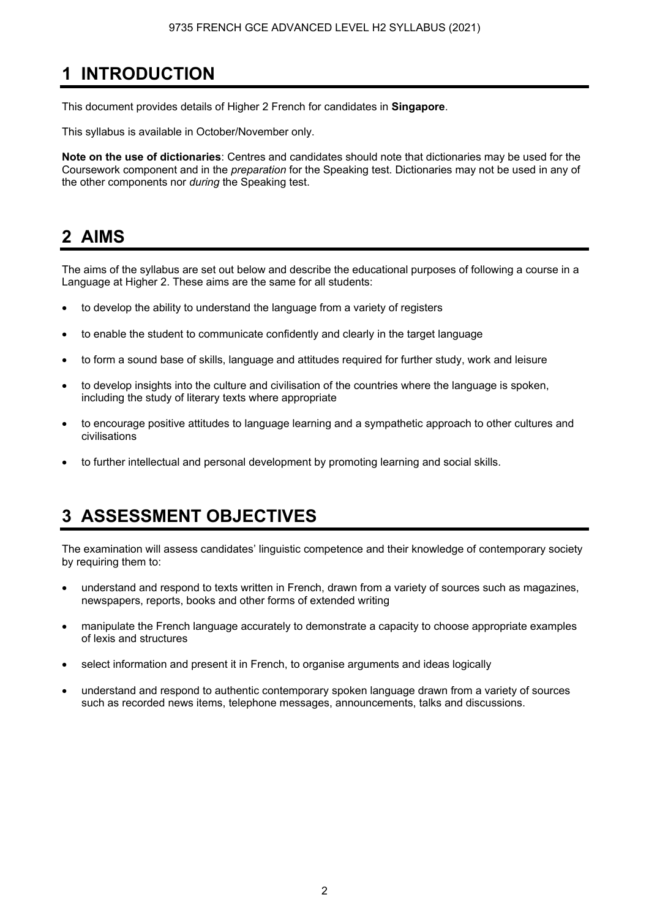# 1 INTRODUCTION

This document provides details of Higher 2 French for candidates in **Singapore**.

This syllabus is available in October/November only.

**Note on the use of dictionaries**: Centres and candidates should note that dictionaries may be used for the Coursework component and in the *preparation* for the Speaking test. Dictionaries may not be used in any of the other components nor *during* the Speaking test.

# 2 AIMS

The aims of the syllabus are set out below and describe the educational purposes of following a course in a Language at Higher 2. These aims are the same for all students:

- to develop the ability to understand the language from a variety of registers
- to enable the student to communicate confidently and clearly in the target language
- to form a sound base of skills, language and attitudes required for further study, work and leisure
- to develop insights into the culture and civilisation of the countries where the language is spoken, including the study of literary texts where appropriate
- to encourage positive attitudes to language learning and a sympathetic approach to other cultures and civilisations
- to further intellectual and personal development by promoting learning and social skills.

# 3 ASSESSMENT OBJECTIVES

The examination will assess candidates' linguistic competence and their knowledge of contemporary society by requiring them to:

- understand and respond to texts written in French, drawn from a variety of sources such as magazines, newspapers, reports, books and other forms of extended writing
- manipulate the French language accurately to demonstrate a capacity to choose appropriate examples of lexis and structures
- select information and present it in French, to organise arguments and ideas logically
- understand and respond to authentic contemporary spoken language drawn from a variety of sources such as recorded news items, telephone messages, announcements, talks and discussions.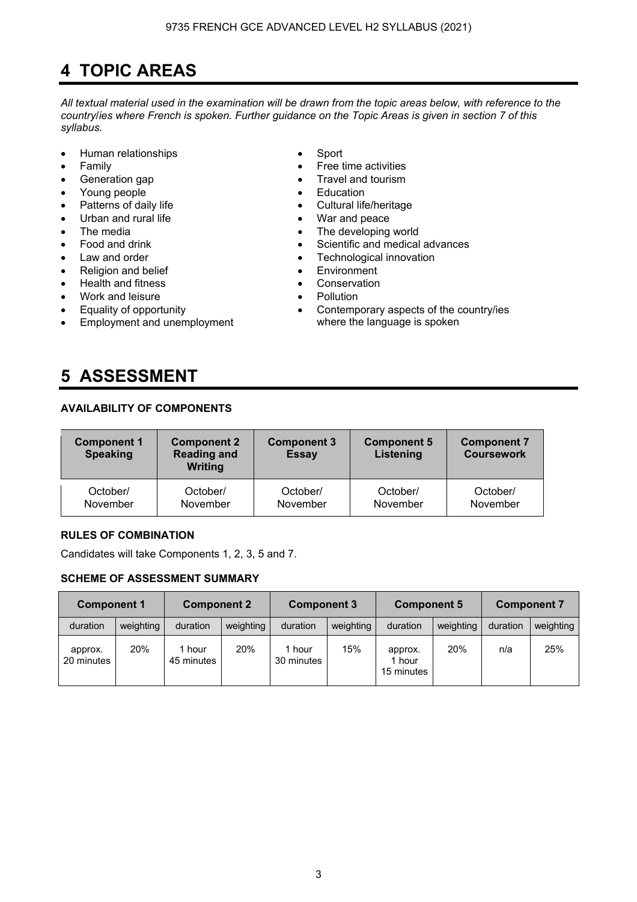# 4 TOPIC AREAS

*All textual material used in the examination will be drawn from the topic areas below, with reference to the country/ies where French is spoken. Further guidance on the Topic Areas is given in section 7 of this syllabus.*

- Human relationships
- Family
- Generation gap
- Young people
- Patterns of daily life
- Urban and rural life
- The media
- Food and drink
- Law and order
- Religion and belief
- Health and fitness
- Work and leisure
- Equality of opportunity
- Employment and unemployment
- Sport
- Free time activities
- Travel and tourism
- Education
- Cultural life/heritage
- War and peace
- The developing world
- Scientific and medical advances
- Technological innovation
- Environment
- Conservation
- Pollution
- Contemporary aspects of the country/ies where the language is spoken

# 5 ASSESSMENT

### AVAILABILITY OF COMPONENTS

| Component 1 Speaking | Component 2 Reading and Writing | Component 3 Essay | Component 5 Listening | Component 7 Coursework |
|---|---|---|---|---|
| October/ November | October/ November | October/ November | October/ November | October/ November |

### RULES OF COMBINATION

Candidates will take Components 1, 2, 3, 5 and 7.

### SCHEME OF ASSESSMENT SUMMARY

| Component 1 | | Component 2 | | Component 3 | | Component 5 | | Component 7 | |
|---|---|---|---|---|---|---|---|---|---|
| duration | weighting | duration | weighting | duration | weighting | duration | weighting | duration | weighting |
| approx. 20 minutes | 20% | 1 hour 45 minutes | 20% | 1 hour 30 minutes | 15% | approx. 1 hour 15 minutes | 20% | n/a | 25% |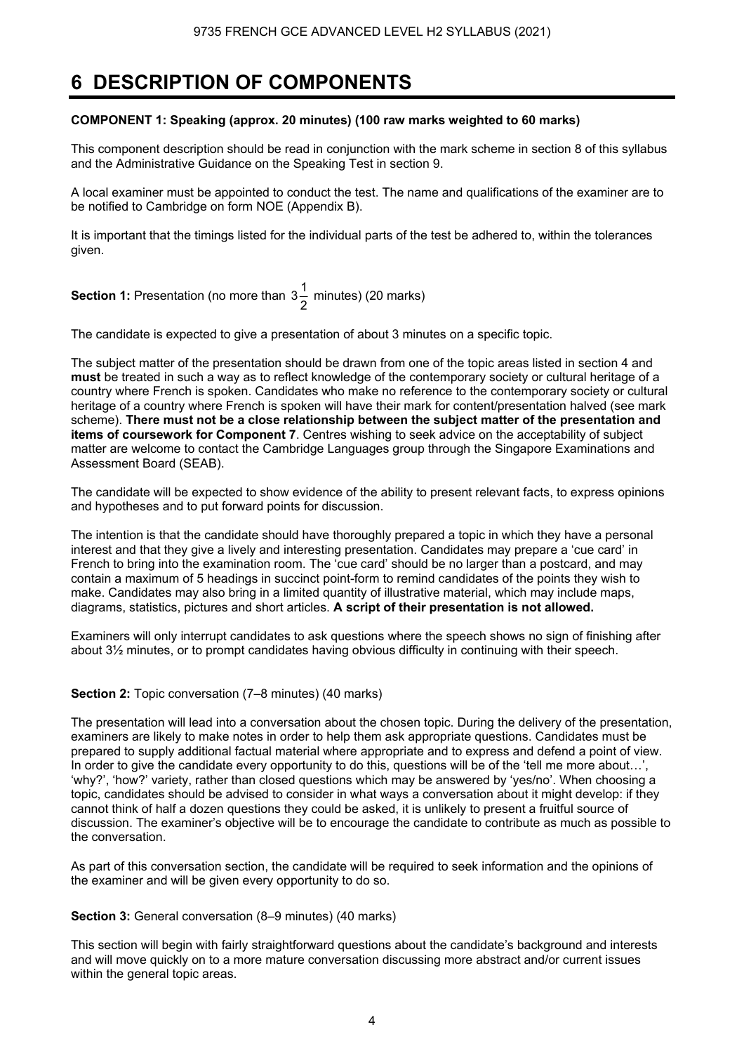# 6 DESCRIPTION OF COMPONENTS

**COMPONENT 1: Speaking (approx. 20 minutes) (100 raw marks weighted to 60 marks)**

This component description should be read in conjunction with the mark scheme in section 8 of this syllabus and the Administrative Guidance on the Speaking Test in section 9.

A local examiner must be appointed to conduct the test. The name and qualifications of the examiner are to be notified to Cambridge on form NOE (Appendix B).

It is important that the timings listed for the individual parts of the test be adhered to, within the tolerances given.

**Section 1:** Presentation (no more than $3\frac{1}{2}$ minutes) (20 marks)

The candidate is expected to give a presentation of about 3 minutes on a specific topic.

The subject matter of the presentation should be drawn from one of the topic areas listed in section 4 and **must** be treated in such a way as to reflect knowledge of the contemporary society or cultural heritage of a country where French is spoken. Candidates who make no reference to the contemporary society or cultural heritage of a country where French is spoken will have their mark for content/presentation halved (see mark scheme). **There must not be a close relationship between the subject matter of the presentation and items of coursework for Component 7**. Centres wishing to seek advice on the acceptability of subject matter are welcome to contact the Cambridge Languages group through the Singapore Examinations and Assessment Board (SEAB).

The candidate will be expected to show evidence of the ability to present relevant facts, to express opinions and hypotheses and to put forward points for discussion.

The intention is that the candidate should have thoroughly prepared a topic in which they have a personal interest and that they give a lively and interesting presentation. Candidates may prepare a 'cue card' in French to bring into the examination room. The 'cue card' should be no larger than a postcard, and may contain a maximum of 5 headings in succinct point-form to remind candidates of the points they wish to make. Candidates may also bring in a limited quantity of illustrative material, which may include maps, diagrams, statistics, pictures and short articles. **A script of their presentation is not allowed.**

Examiners will only interrupt candidates to ask questions where the speech shows no sign of finishing after about 3½ minutes, or to prompt candidates having obvious difficulty in continuing with their speech.

**Section 2:** Topic conversation (7–8 minutes) (40 marks)

The presentation will lead into a conversation about the chosen topic. During the delivery of the presentation, examiners are likely to make notes in order to help them ask appropriate questions. Candidates must be prepared to supply additional factual material where appropriate and to express and defend a point of view. In order to give the candidate every opportunity to do this, questions will be of the 'tell me more about…', 'why?', 'how?' variety, rather than closed questions which may be answered by 'yes/no'. When choosing a topic, candidates should be advised to consider in what ways a conversation about it might develop: if they cannot think of half a dozen questions they could be asked, it is unlikely to present a fruitful source of discussion. The examiner's objective will be to encourage the candidate to contribute as much as possible to the conversation.

As part of this conversation section, the candidate will be required to seek information and the opinions of the examiner and will be given every opportunity to do so.

**Section 3:** General conversation (8–9 minutes) (40 marks)

This section will begin with fairly straightforward questions about the candidate's background and interests and will move quickly on to a more mature conversation discussing more abstract and/or current issues within the general topic areas.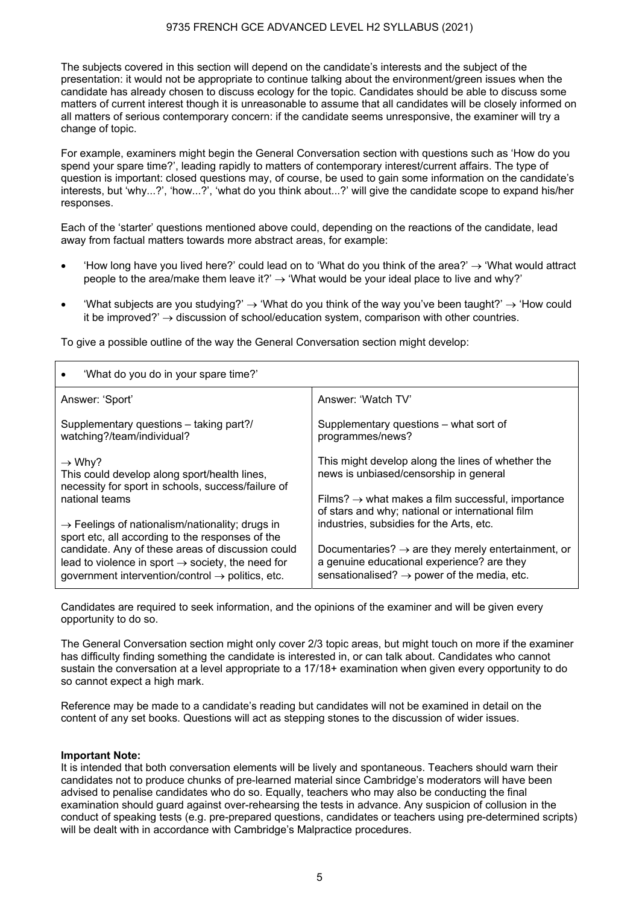The subjects covered in this section will depend on the candidate's interests and the subject of the presentation: it would not be appropriate to continue talking about the environment/green issues when the candidate has already chosen to discuss ecology for the topic. Candidates should be able to discuss some matters of current interest though it is unreasonable to assume that all candidates will be closely informed on all matters of serious contemporary concern: if the candidate seems unresponsive, the examiner will try a change of topic.

For example, examiners might begin the General Conversation section with questions such as 'How do you spend your spare time?', leading rapidly to matters of contemporary interest/current affairs. The type of question is important: closed questions may, of course, be used to gain some information on the candidate's interests, but 'why...?', 'how...?', 'what do you think about...?' will give the candidate scope to expand his/her responses.

Each of the 'starter' questions mentioned above could, depending on the reactions of the candidate, lead away from factual matters towards more abstract areas, for example:

- 'How long have you lived here?' could lead on to 'What do you think of the area?' → 'What would attract people to the area/make them leave it?' → 'What would be your ideal place to live and why?'
- 'What subjects are you studying?' → 'What do you think of the way you've been taught?' → 'How could it be improved?' → discussion of school/education system, comparison with other countries.

To give a possible outline of the way the General Conversation section might develop:

| • 'What do you do in your spare time?' | |
|---|---|
| Answer: 'Sport'<br><br>Supplementary questions – taking part?/ watching?/team/individual?<br><br>→ Why?<br>This could develop along sport/health lines, necessity for sport in schools, success/failure of national teams<br><br>→ Feelings of nationalism/nationality; drugs in sport etc, all according to the responses of the candidate. Any of these areas of discussion could lead to violence in sport → society, the need for government intervention/control → politics, etc. | Answer: 'Watch TV'<br><br>Supplementary questions – what sort of programmes/news?<br><br>This might develop along the lines of whether the news is unbiased/censorship in general<br><br>Films? → what makes a film successful, importance of stars and why; national or international film industries, subsidies for the Arts, etc.<br><br>Documentaries? → are they merely entertainment, or a genuine educational experience? are they sensationalised? → power of the media, etc. |

Candidates are required to seek information, and the opinions of the examiner and will be given every opportunity to do so.

The General Conversation section might only cover 2/3 topic areas, but might touch on more if the examiner has difficulty finding something the candidate is interested in, or can talk about. Candidates who cannot sustain the conversation at a level appropriate to a 17/18+ examination when given every opportunity to do so cannot expect a high mark.

Reference may be made to a candidate's reading but candidates will not be examined in detail on the content of any set books. Questions will act as stepping stones to the discussion of wider issues.

**Important Note:**
It is intended that both conversation elements will be lively and spontaneous. Teachers should warn their candidates not to produce chunks of pre-learned material since Cambridge's moderators will have been advised to penalise candidates who do so. Equally, teachers who may also be conducting the final examination should guard against over-rehearsing the tests in advance. Any suspicion of collusion in the conduct of speaking tests (e.g. pre-prepared questions, candidates or teachers using pre-determined scripts) will be dealt with in accordance with Cambridge's Malpractice procedures.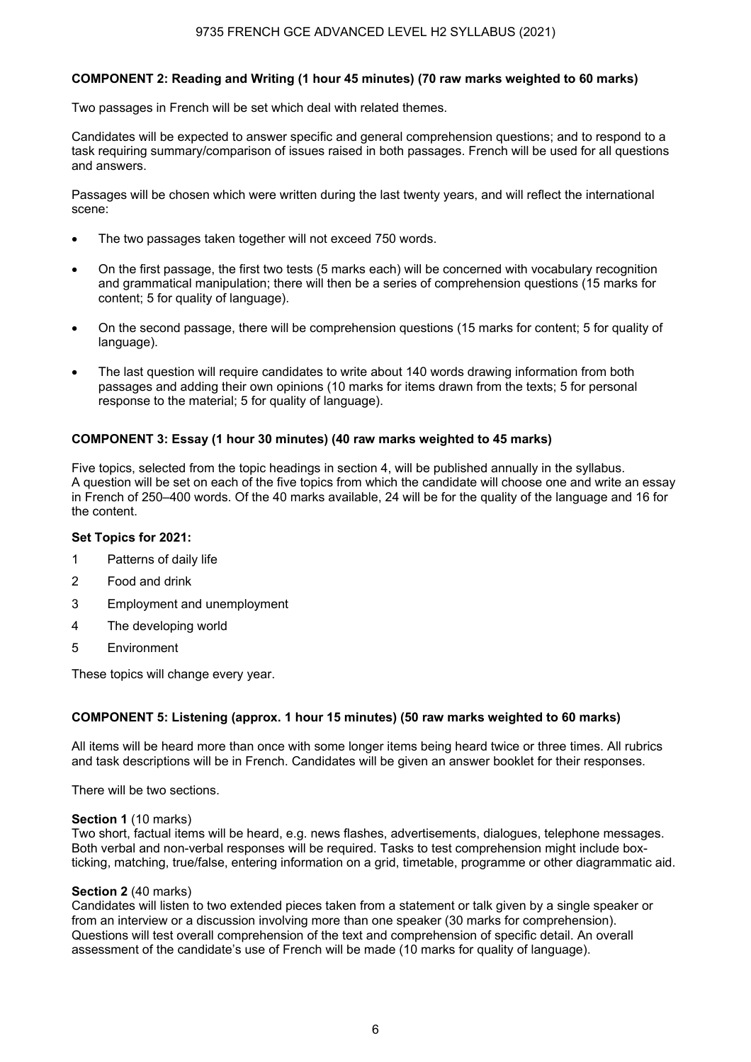**COMPONENT 2: Reading and Writing (1 hour 45 minutes) (70 raw marks weighted to 60 marks)**

Two passages in French will be set which deal with related themes.

Candidates will be expected to answer specific and general comprehension questions; and to respond to a task requiring summary/comparison of issues raised in both passages. French will be used for all questions and answers.

Passages will be chosen which were written during the last twenty years, and will reflect the international scene:

- The two passages taken together will not exceed 750 words.
- On the first passage, the first two tests (5 marks each) will be concerned with vocabulary recognition and grammatical manipulation; there will then be a series of comprehension questions (15 marks for content; 5 for quality of language).
- On the second passage, there will be comprehension questions (15 marks for content; 5 for quality of language).
- The last question will require candidates to write about 140 words drawing information from both passages and adding their own opinions (10 marks for items drawn from the texts; 5 for personal response to the material; 5 for quality of language).

**COMPONENT 3: Essay (1 hour 30 minutes) (40 raw marks weighted to 45 marks)**

Five topics, selected from the topic headings in section 4, will be published annually in the syllabus. A question will be set on each of the five topics from which the candidate will choose one and write an essay in French of 250–400 words. Of the 40 marks available, 24 will be for the quality of the language and 16 for the content.

**Set Topics for 2021:**

1 Patterns of daily life

2 Food and drink

3 Employment and unemployment

4 The developing world

5 Environment

These topics will change every year.

**COMPONENT 5: Listening (approx. 1 hour 15 minutes) (50 raw marks weighted to 60 marks)**

All items will be heard more than once with some longer items being heard twice or three times. All rubrics and task descriptions will be in French. Candidates will be given an answer booklet for their responses.

There will be two sections.

**Section 1** (10 marks)
Two short, factual items will be heard, e.g. news flashes, advertisements, dialogues, telephone messages. Both verbal and non-verbal responses will be required. Tasks to test comprehension might include box-ticking, matching, true/false, entering information on a grid, timetable, programme or other diagrammatic aid.

**Section 2** (40 marks)
Candidates will listen to two extended pieces taken from a statement or talk given by a single speaker or from an interview or a discussion involving more than one speaker (30 marks for comprehension). Questions will test overall comprehension of the text and comprehension of specific detail. An overall assessment of the candidate's use of French will be made (10 marks for quality of language).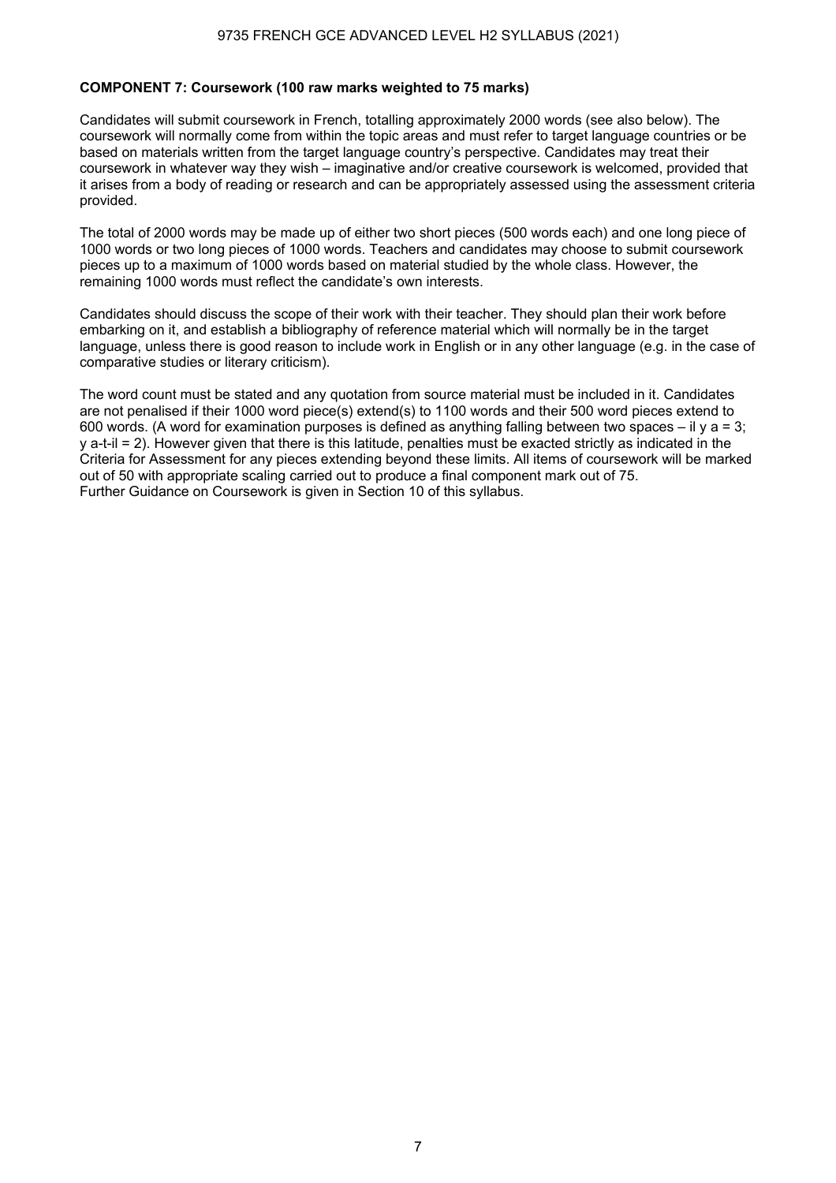**COMPONENT 7: Coursework (100 raw marks weighted to 75 marks)**

Candidates will submit coursework in French, totalling approximately 2000 words (see also below). The coursework will normally come from within the topic areas and must refer to target language countries or be based on materials written from the target language country's perspective. Candidates may treat their coursework in whatever way they wish – imaginative and/or creative coursework is welcomed, provided that it arises from a body of reading or research and can be appropriately assessed using the assessment criteria provided.

The total of 2000 words may be made up of either two short pieces (500 words each) and one long piece of 1000 words or two long pieces of 1000 words. Teachers and candidates may choose to submit coursework pieces up to a maximum of 1000 words based on material studied by the whole class. However, the remaining 1000 words must reflect the candidate's own interests.

Candidates should discuss the scope of their work with their teacher. They should plan their work before embarking on it, and establish a bibliography of reference material which will normally be in the target language, unless there is good reason to include work in English or in any other language (e.g. in the case of comparative studies or literary criticism).

The word count must be stated and any quotation from source material must be included in it. Candidates are not penalised if their 1000 word piece(s) extend(s) to 1100 words and their 500 word pieces extend to 600 words. (A word for examination purposes is defined as anything falling between two spaces – il y a = 3; y a-t-il = 2). However given that there is this latitude, penalties must be exacted strictly as indicated in the Criteria for Assessment for any pieces extending beyond these limits. All items of coursework will be marked out of 50 with appropriate scaling carried out to produce a final component mark out of 75.
Further Guidance on Coursework is given in Section 10 of this syllabus.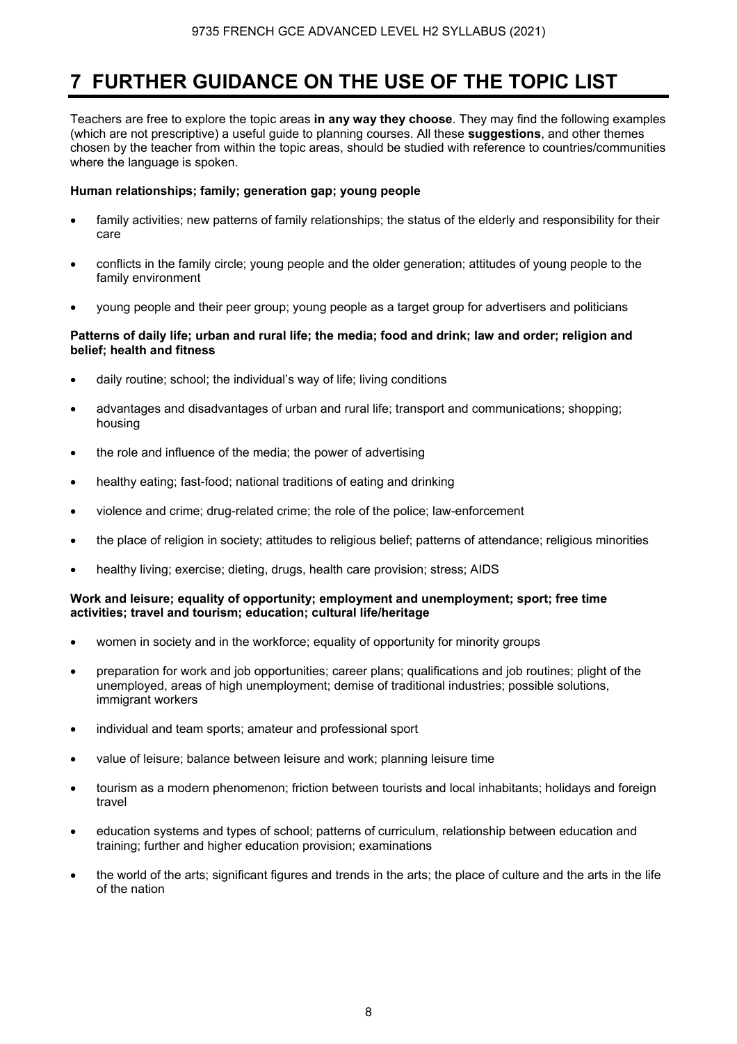# 7 FURTHER GUIDANCE ON THE USE OF THE TOPIC LIST

Teachers are free to explore the topic areas **in any way they choose**. They may find the following examples (which are not prescriptive) a useful guide to planning courses. All these **suggestions**, and other themes chosen by the teacher from within the topic areas, should be studied with reference to countries/communities where the language is spoken.

**Human relationships; family; generation gap; young people**

- family activities; new patterns of family relationships; the status of the elderly and responsibility for their care
- conflicts in the family circle; young people and the older generation; attitudes of young people to the family environment
- young people and their peer group; young people as a target group for advertisers and politicians

**Patterns of daily life; urban and rural life; the media; food and drink; law and order; religion and belief; health and fitness**

- daily routine; school; the individual's way of life; living conditions
- advantages and disadvantages of urban and rural life; transport and communications; shopping; housing
- the role and influence of the media; the power of advertising
- healthy eating; fast-food; national traditions of eating and drinking
- violence and crime; drug-related crime; the role of the police; law-enforcement
- the place of religion in society; attitudes to religious belief; patterns of attendance; religious minorities
- healthy living; exercise; dieting, drugs, health care provision; stress; AIDS

**Work and leisure; equality of opportunity; employment and unemployment; sport; free time activities; travel and tourism; education; cultural life/heritage**

- women in society and in the workforce; equality of opportunity for minority groups
- preparation for work and job opportunities; career plans; qualifications and job routines; plight of the unemployed, areas of high unemployment; demise of traditional industries; possible solutions, immigrant workers
- individual and team sports; amateur and professional sport
- value of leisure; balance between leisure and work; planning leisure time
- tourism as a modern phenomenon; friction between tourists and local inhabitants; holidays and foreign travel
- education systems and types of school; patterns of curriculum, relationship between education and training; further and higher education provision; examinations
- the world of the arts; significant figures and trends in the arts; the place of culture and the arts in the life of the nation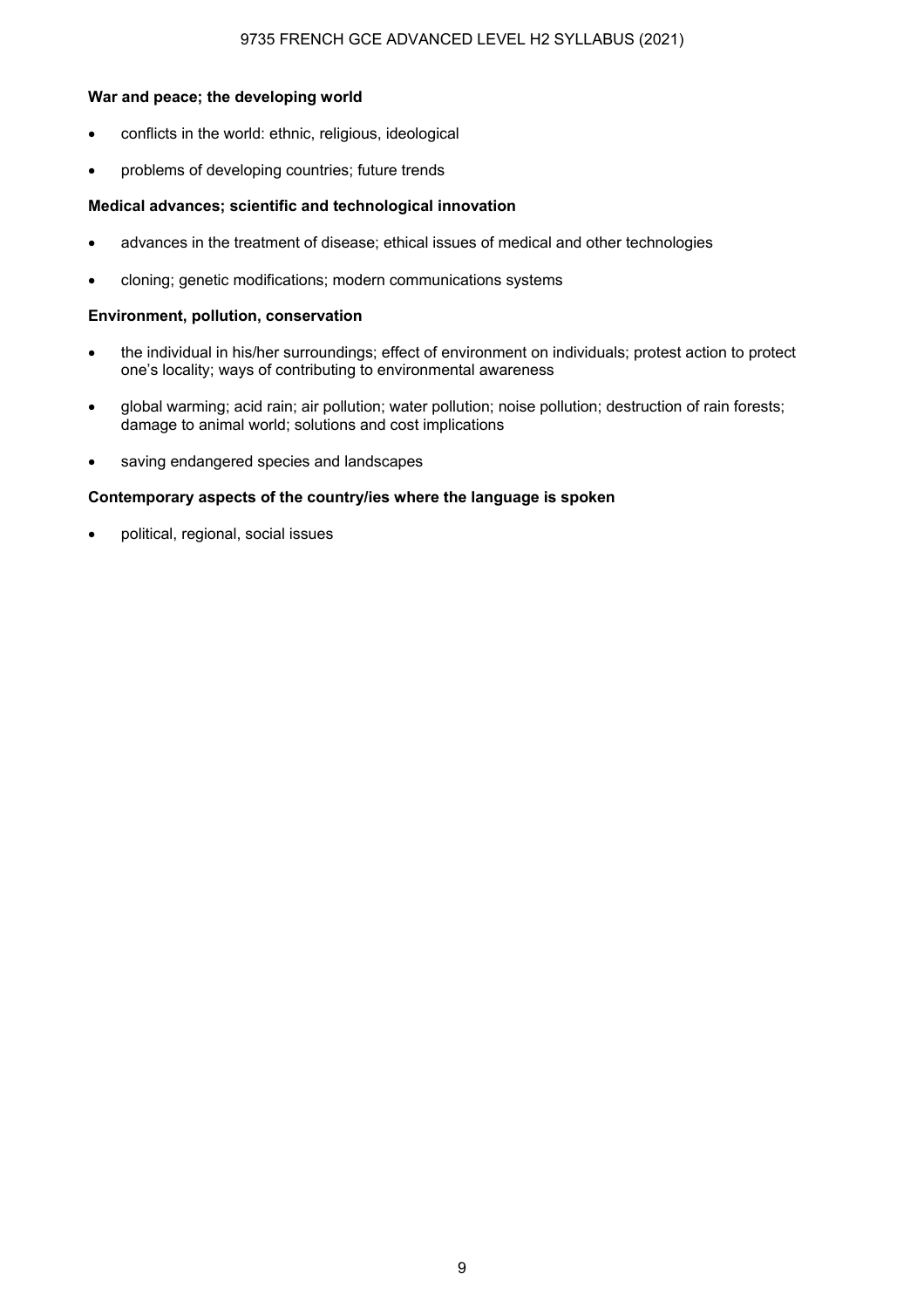**War and peace; the developing world**

- conflicts in the world: ethnic, religious, ideological
- problems of developing countries; future trends

**Medical advances; scientific and technological innovation**

- advances in the treatment of disease; ethical issues of medical and other technologies
- cloning; genetic modifications; modern communications systems

**Environment, pollution, conservation**

- the individual in his/her surroundings; effect of environment on individuals; protest action to protect one's locality; ways of contributing to environmental awareness
- global warming; acid rain; air pollution; water pollution; noise pollution; destruction of rain forests; damage to animal world; solutions and cost implications
- saving endangered species and landscapes

**Contemporary aspects of the country/ies where the language is spoken**

- political, regional, social issues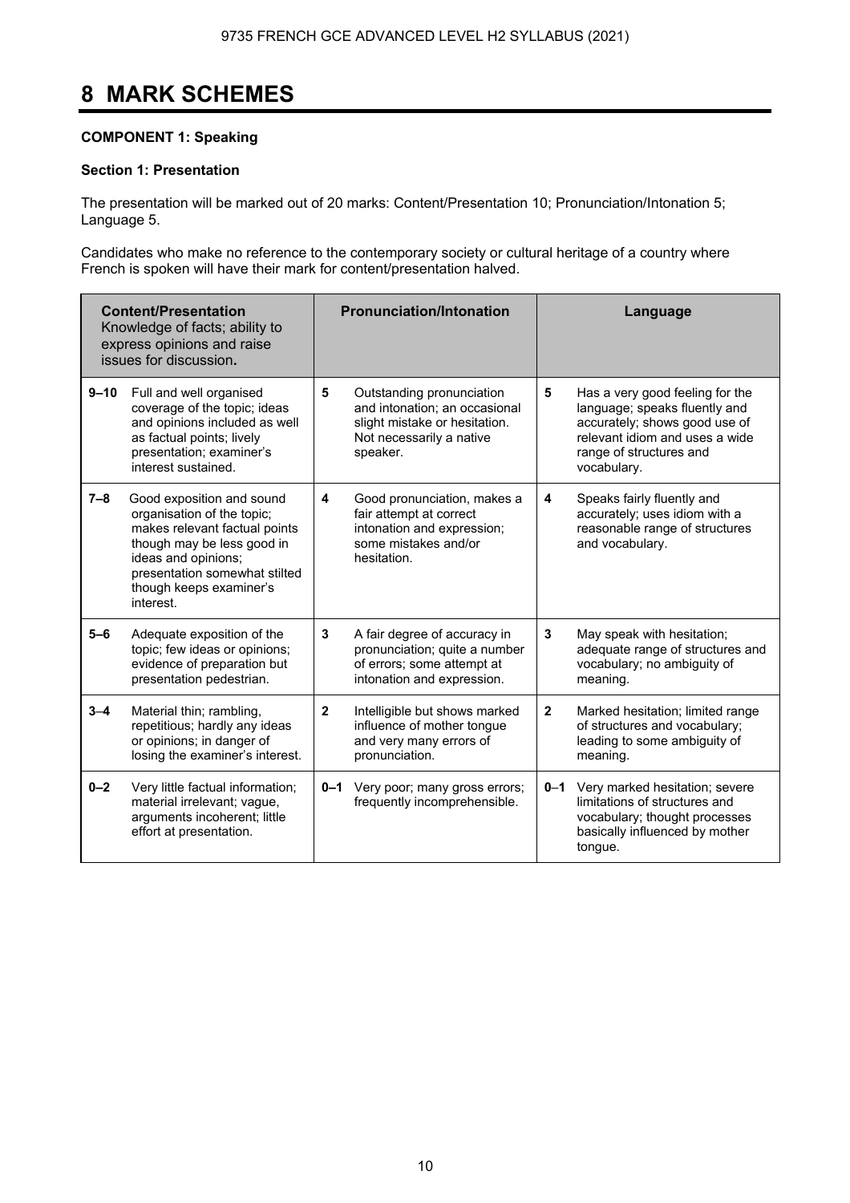# 8 MARK SCHEMES

**COMPONENT 1: Speaking**

**Section 1: Presentation**

The presentation will be marked out of 20 marks: Content/Presentation 10; Pronunciation/Intonation 5; Language 5.

Candidates who make no reference to the contemporary society or cultural heritage of a country where French is spoken will have their mark for content/presentation halved.

| | **Content/Presentation** Knowledge of facts; ability to express opinions and raise issues for discussion**.** | | **Pronunciation/Intonation** | | **Language** |
|---|---|---|---|---|---|
| **9–10** | Full and well organised coverage of the topic; ideas and opinions included as well as factual points; lively presentation; examiner's interest sustained. | **5** | Outstanding pronunciation and intonation; an occasional slight mistake or hesitation. Not necessarily a native speaker. | **5** | Has a very good feeling for the language; speaks fluently and accurately; shows good use of relevant idiom and uses a wide range of structures and vocabulary. |
| **7–8** | Good exposition and sound organisation of the topic; makes relevant factual points though may be less good in ideas and opinions; presentation somewhat stilted though keeps examiner's interest. | **4** | Good pronunciation, makes a fair attempt at correct intonation and expression; some mistakes and/or hesitation. | **4** | Speaks fairly fluently and accurately; uses idiom with a reasonable range of structures and vocabulary. |
| **5–6** | Adequate exposition of the topic; few ideas or opinions; evidence of preparation but presentation pedestrian. | **3** | A fair degree of accuracy in pronunciation; quite a number of errors; some attempt at intonation and expression. | **3** | May speak with hesitation; adequate range of structures and vocabulary; no ambiguity of meaning. |
| **3–4** | Material thin; rambling, repetitious; hardly any ideas or opinions; in danger of losing the examiner's interest. | **2** | Intelligible but shows marked influence of mother tongue and very many errors of pronunciation. | **2** | Marked hesitation; limited range of structures and vocabulary; leading to some ambiguity of meaning. |
| **0–2** | Very little factual information; material irrelevant; vague, arguments incoherent; little effort at presentation. | **0–1** | Very poor; many gross errors; frequently incomprehensible. | **0–1** | Very marked hesitation; severe limitations of structures and vocabulary; thought processes basically influenced by mother tongue. |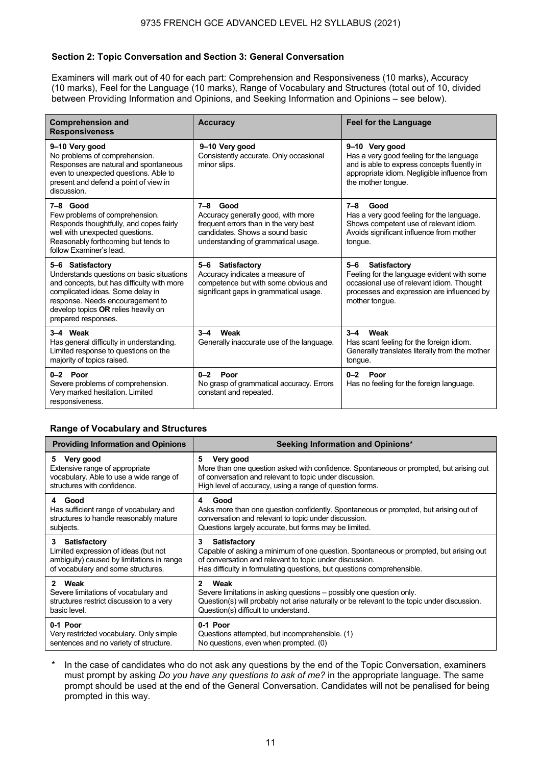### Section 2: Topic Conversation and Section 3: General Conversation

Examiners will mark out of 40 for each part: Comprehension and Responsiveness (10 marks), Accuracy (10 marks), Feel for the Language (10 marks), Range of Vocabulary and Structures (total out of 10, divided between Providing Information and Opinions, and Seeking Information and Opinions – see below).

| Comprehension and Responsiveness | Accuracy | Feel for the Language |
|---|---|---|
| **9–10 Very good**<br>No problems of comprehension. Responses are natural and spontaneous even to unexpected questions. Able to present and defend a point of view in discussion. | **9–10 Very good**<br>Consistently accurate. Only occasional minor slips. | **9–10 Very good**<br>Has a very good feeling for the language and is able to express concepts fluently in appropriate idiom. Negligible influence from the mother tongue. |
| **7–8 Good**<br>Few problems of comprehension. Responds thoughtfully, and copes fairly well with unexpected questions. Reasonably forthcoming but tends to follow Examiner's lead. | **7–8 Good**<br>Accuracy generally good, with more frequent errors than in the very best candidates. Shows a sound basic understanding of grammatical usage. | **7–8 Good**<br>Has a very good feeling for the language. Shows competent use of relevant idiom. Avoids significant influence from mother tongue. |
| **5–6 Satisfactory**<br>Understands questions on basic situations and concepts, but has difficulty with more complicated ideas. Some delay in response. Needs encouragement to develop topics **OR** relies heavily on prepared responses. | **5–6 Satisfactory**<br>Accuracy indicates a measure of competence but with some obvious and significant gaps in grammatical usage. | **5–6 Satisfactory**<br>Feeling for the language evident with some occasional use of relevant idiom. Thought processes and expression are influenced by mother tongue. |
| **3–4 Weak**<br>Has general difficulty in understanding. Limited response to questions on the majority of topics raised. | **3–4 Weak**<br>Generally inaccurate use of the language. | **3–4 Weak**<br>Has scant feeling for the foreign idiom. Generally translates literally from the mother tongue. |
| **0–2 Poor**<br>Severe problems of comprehension. Very marked hesitation. Limited responsiveness. | **0–2 Poor**<br>No grasp of grammatical accuracy. Errors constant and repeated. | **0–2 Poor**<br>Has no feeling for the foreign language. |

### Range of Vocabulary and Structures

| Providing Information and Opinions | Seeking Information and Opinions* |
|---|---|
| **5 Very good**<br>Extensive range of appropriate vocabulary. Able to use a wide range of structures with confidence. | **5 Very good**<br>More than one question asked with confidence. Spontaneous or prompted, but arising out of conversation and relevant to topic under discussion.<br>High level of accuracy, using a range of question forms. |
| **4 Good**<br>Has sufficient range of vocabulary and structures to handle reasonably mature subjects. | **4 Good**<br>Asks more than one question confidently. Spontaneous or prompted, but arising out of conversation and relevant to topic under discussion.<br>Questions largely accurate, but forms may be limited. |
| **3 Satisfactory**<br>Limited expression of ideas (but not ambiguity) caused by limitations in range of vocabulary and some structures. | **3 Satisfactory**<br>Capable of asking a minimum of one question. Spontaneous or prompted, but arising out of conversation and relevant to topic under discussion.<br>Has difficulty in formulating questions, but questions comprehensible. |
| **2 Weak**<br>Severe limitations of vocabulary and structures restrict discussion to a very basic level. | **2 Weak**<br>Severe limitations in asking questions – possibly one question only.<br>Question(s) will probably not arise naturally or be relevant to the topic under discussion.<br>Question(s) difficult to understand. |
| **0-1 Poor**<br>Very restricted vocabulary. Only simple sentences and no variety of structure. | **0-1 Poor**<br>Questions attempted, but incomprehensible. (1)<br>No questions, even when prompted. (0) |

\* In the case of candidates who do not ask any questions by the end of the Topic Conversation, examiners must prompt by asking *Do you have any questions to ask of me?* in the appropriate language. The same prompt should be used at the end of the General Conversation. Candidates will not be penalised for being prompted in this way.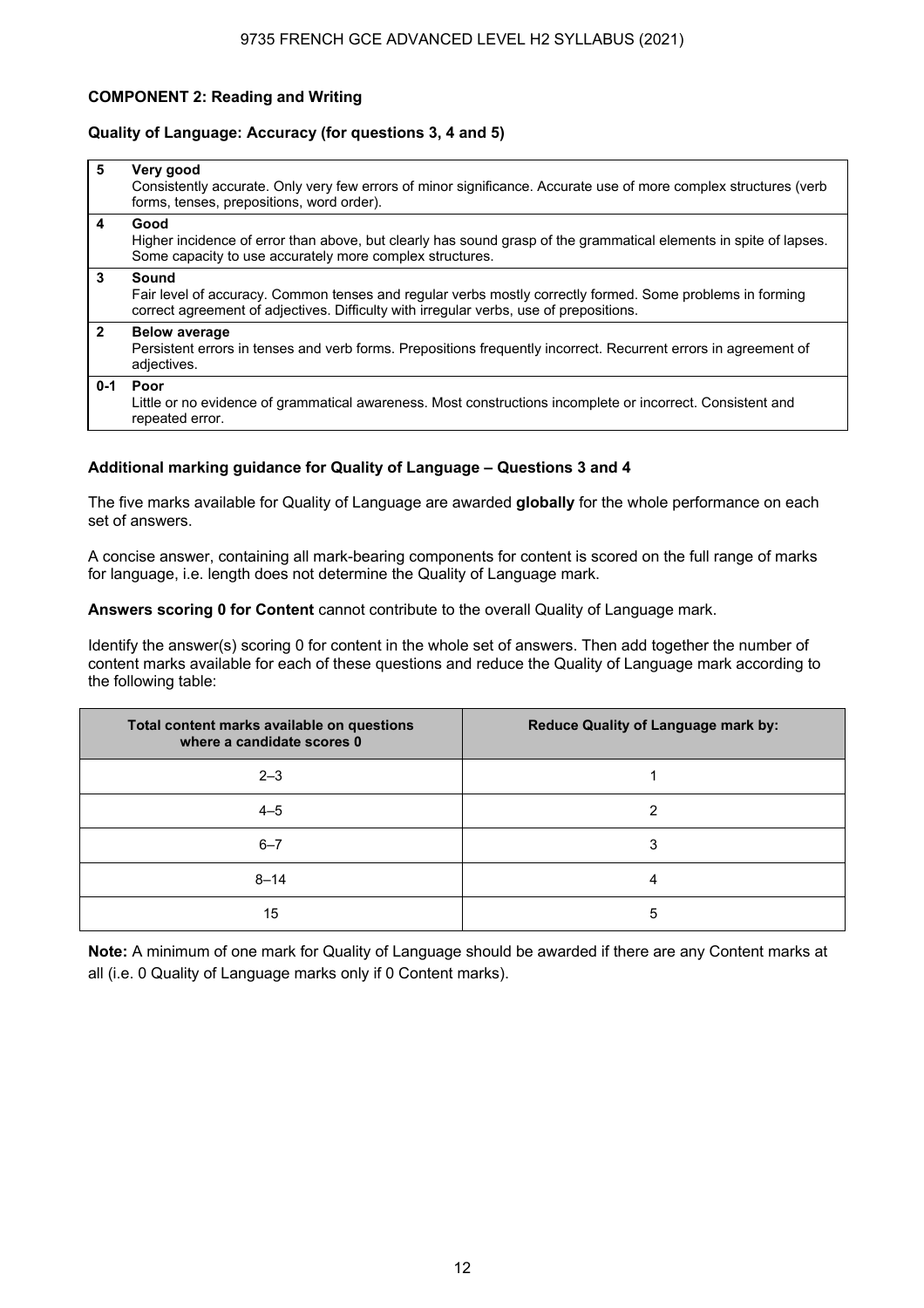**COMPONENT 2: Reading and Writing**

**Quality of Language: Accuracy (for questions 3, 4 and 5)**

| | |
|---|---|
| **5** | **Very good**<br>Consistently accurate. Only very few errors of minor significance. Accurate use of more complex structures (verb forms, tenses, prepositions, word order). |
| **4** | **Good**<br>Higher incidence of error than above, but clearly has sound grasp of the grammatical elements in spite of lapses. Some capacity to use accurately more complex structures. |
| **3** | **Sound**<br>Fair level of accuracy. Common tenses and regular verbs mostly correctly formed. Some problems in forming correct agreement of adjectives. Difficulty with irregular verbs, use of prepositions. |
| **2** | **Below average**<br>Persistent errors in tenses and verb forms. Prepositions frequently incorrect. Recurrent errors in agreement of adjectives. |
| **0-1** | **Poor**<br>Little or no evidence of grammatical awareness. Most constructions incomplete or incorrect. Consistent and repeated error. |

**Additional marking guidance for Quality of Language – Questions 3 and 4**

The five marks available for Quality of Language are awarded **globally** for the whole performance on each set of answers.

A concise answer, containing all mark-bearing components for content is scored on the full range of marks for language, i.e. length does not determine the Quality of Language mark.

**Answers scoring 0 for Content** cannot contribute to the overall Quality of Language mark.

Identify the answer(s) scoring 0 for content in the whole set of answers. Then add together the number of content marks available for each of these questions and reduce the Quality of Language mark according to the following table:

| Total content marks available on questions where a candidate scores 0 | Reduce Quality of Language mark by: |
|---|---|
| 2–3 | 1 |
| 4–5 | 2 |
| 6–7 | 3 |
| 8–14 | 4 |
| 15 | 5 |

**Note:** A minimum of one mark for Quality of Language should be awarded if there are any Content marks at all (i.e. 0 Quality of Language marks only if 0 Content marks).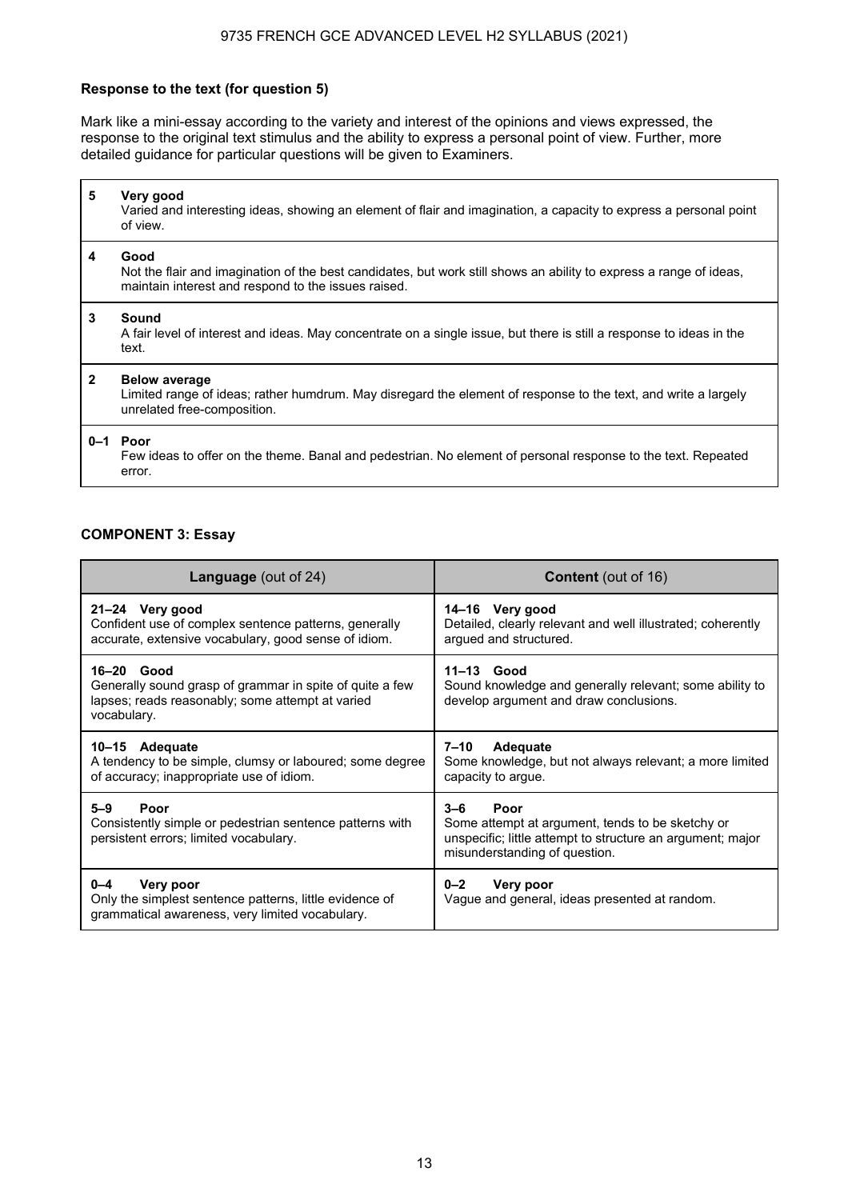**Response to the text (for question 5)**

Mark like a mini-essay according to the variety and interest of the opinions and views expressed, the response to the original text stimulus and the ability to express a personal point of view. Further, more detailed guidance for particular questions will be given to Examiners.

| | |
|---|---|
| **5** | **Very good**<br>Varied and interesting ideas, showing an element of flair and imagination, a capacity to express a personal point of view. |
| **4** | **Good**<br>Not the flair and imagination of the best candidates, but work still shows an ability to express a range of ideas, maintain interest and respond to the issues raised. |
| **3** | **Sound**<br>A fair level of interest and ideas. May concentrate on a single issue, but there is still a response to ideas in the text. |
| **2** | **Below average**<br>Limited range of ideas; rather humdrum. May disregard the element of response to the text, and write a largely unrelated free-composition. |
| **0–1** | **Poor**<br>Few ideas to offer on the theme. Banal and pedestrian. No element of personal response to the text. Repeated error. |

**COMPONENT 3: Essay**

| **Language** (out of 24) | **Content** (out of 16) |
|---|---|
| **21–24 Very good**<br>Confident use of complex sentence patterns, generally accurate, extensive vocabulary, good sense of idiom. | **14–16 Very good**<br>Detailed, clearly relevant and well illustrated; coherently argued and structured. |
| **16–20 Good**<br>Generally sound grasp of grammar in spite of quite a few lapses; reads reasonably; some attempt at varied vocabulary. | **11–13 Good**<br>Sound knowledge and generally relevant; some ability to develop argument and draw conclusions. |
| **10–15 Adequate**<br>A tendency to be simple, clumsy or laboured; some degree of accuracy; inappropriate use of idiom. | **7–10 Adequate**<br>Some knowledge, but not always relevant; a more limited capacity to argue. |
| **5–9 Poor**<br>Consistently simple or pedestrian sentence patterns with persistent errors; limited vocabulary. | **3–6 Poor**<br>Some attempt at argument, tends to be sketchy or unspecific; little attempt to structure an argument; major misunderstanding of question. |
| **0–4 Very poor**<br>Only the simplest sentence patterns, little evidence of grammatical awareness, very limited vocabulary. | **0–2 Very poor**<br>Vague and general, ideas presented at random. |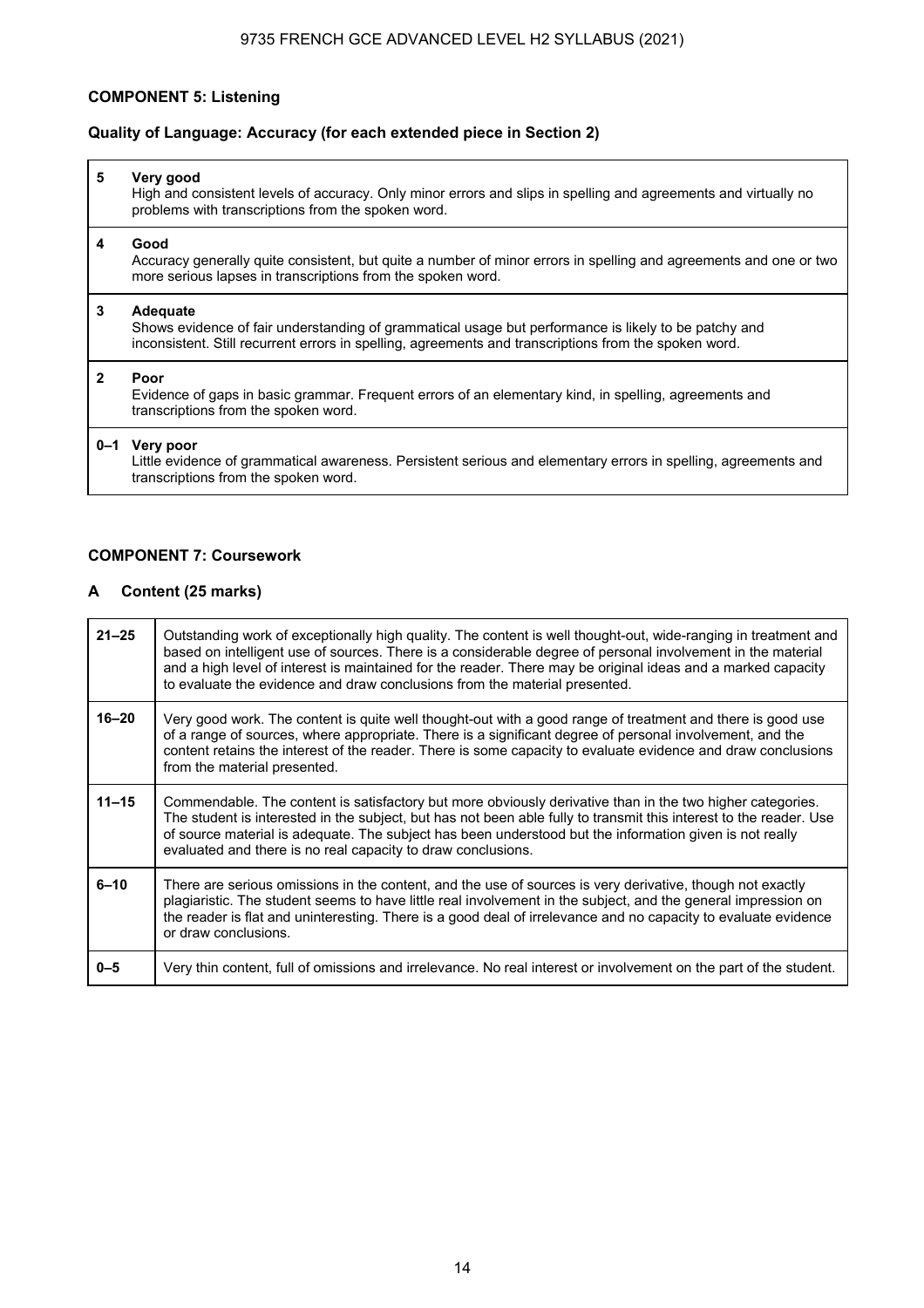### COMPONENT 5: Listening

#### Quality of Language: Accuracy (for each extended piece in Section 2)

| Mark | Descriptor |
|---|---|
| 5 | **Very good**<br>High and consistent levels of accuracy. Only minor errors and slips in spelling and agreements and virtually no problems with transcriptions from the spoken word. |
| 4 | **Good**<br>Accuracy generally quite consistent, but quite a number of minor errors in spelling and agreements and one or two more serious lapses in transcriptions from the spoken word. |
| 3 | **Adequate**<br>Shows evidence of fair understanding of grammatical usage but performance is likely to be patchy and inconsistent. Still recurrent errors in spelling, agreements and transcriptions from the spoken word. |
| 2 | **Poor**<br>Evidence of gaps in basic grammar. Frequent errors of an elementary kind, in spelling, agreements and transcriptions from the spoken word. |
| 0–1 | **Very poor**<br>Little evidence of grammatical awareness. Persistent serious and elementary errors in spelling, agreements and transcriptions from the spoken word. |

### COMPONENT 7: Coursework

#### A Content (25 marks)

| Mark | Descriptor |
|---|---|
| 21–25 | Outstanding work of exceptionally high quality. The content is well thought-out, wide-ranging in treatment and based on intelligent use of sources. There is a considerable degree of personal involvement in the material and a high level of interest is maintained for the reader. There may be original ideas and a marked capacity to evaluate the evidence and draw conclusions from the material presented. |
| 16–20 | Very good work. The content is quite well thought-out with a good range of treatment and there is good use of a range of sources, where appropriate. There is a significant degree of personal involvement, and the content retains the interest of the reader. There is some capacity to evaluate evidence and draw conclusions from the material presented. |
| 11–15 | Commendable. The content is satisfactory but more obviously derivative than in the two higher categories. The student is interested in the subject, but has not been able fully to transmit this interest to the reader. Use of source material is adequate. The subject has been understood but the information given is not really evaluated and there is no real capacity to draw conclusions. |
| 6–10 | There are serious omissions in the content, and the use of sources is very derivative, though not exactly plagiaristic. The student seems to have little real involvement in the subject, and the general impression on the reader is flat and uninteresting. There is a good deal of irrelevance and no capacity to evaluate evidence or draw conclusions. |
| 0–5 | Very thin content, full of omissions and irrelevance. No real interest or involvement on the part of the student. |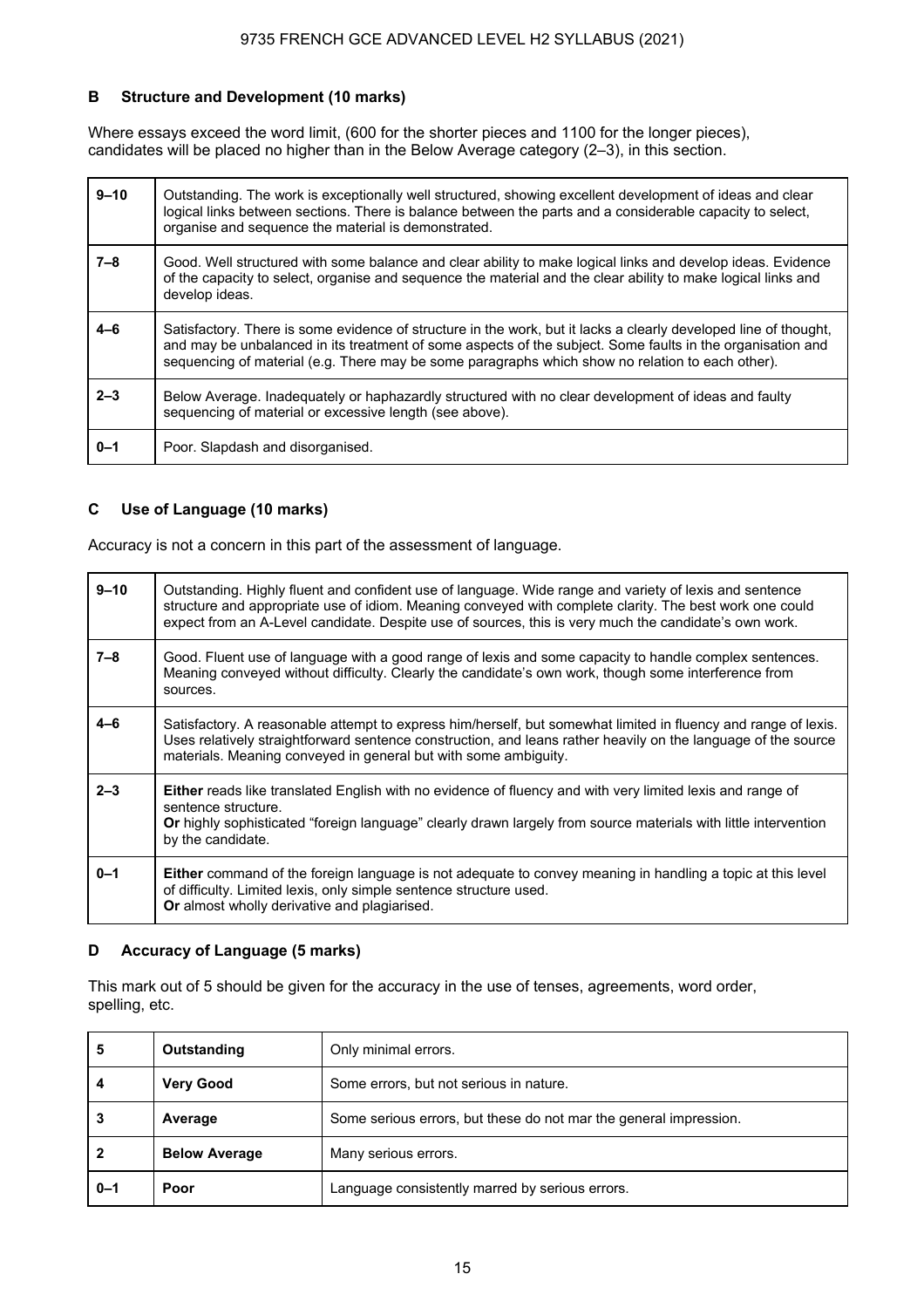### B Structure and Development (10 marks)

Where essays exceed the word limit, (600 for the shorter pieces and 1100 for the longer pieces), candidates will be placed no higher than in the Below Average category (2–3), in this section.

| | |
|---|---|
| **9–10** | Outstanding. The work is exceptionally well structured, showing excellent development of ideas and clear logical links between sections. There is balance between the parts and a considerable capacity to select, organise and sequence the material is demonstrated. |
| **7–8** | Good. Well structured with some balance and clear ability to make logical links and develop ideas. Evidence of the capacity to select, organise and sequence the material and the clear ability to make logical links and develop ideas. |
| **4–6** | Satisfactory. There is some evidence of structure in the work, but it lacks a clearly developed line of thought, and may be unbalanced in its treatment of some aspects of the subject. Some faults in the organisation and sequencing of material (e.g. There may be some paragraphs which show no relation to each other). |
| **2–3** | Below Average. Inadequately or haphazardly structured with no clear development of ideas and faulty sequencing of material or excessive length (see above). |
| **0–1** | Poor. Slapdash and disorganised. |

### C Use of Language (10 marks)

Accuracy is not a concern in this part of the assessment of language.

| | |
|---|---|
| **9–10** | Outstanding. Highly fluent and confident use of language. Wide range and variety of lexis and sentence structure and appropriate use of idiom. Meaning conveyed with complete clarity. The best work one could expect from an A-Level candidate. Despite use of sources, this is very much the candidate's own work. |
| **7–8** | Good. Fluent use of language with a good range of lexis and some capacity to handle complex sentences. Meaning conveyed without difficulty. Clearly the candidate's own work, though some interference from sources. |
| **4–6** | Satisfactory. A reasonable attempt to express him/herself, but somewhat limited in fluency and range of lexis. Uses relatively straightforward sentence construction, and leans rather heavily on the language of the source materials. Meaning conveyed in general but with some ambiguity. |
| **2–3** | **Either** reads like translated English with no evidence of fluency and with very limited lexis and range of sentence structure.<br>**Or** highly sophisticated "foreign language" clearly drawn largely from source materials with little intervention by the candidate. |
| **0–1** | **Either** command of the foreign language is not adequate to convey meaning in handling a topic at this level of difficulty. Limited lexis, only simple sentence structure used.<br>**Or** almost wholly derivative and plagiarised. |

### D Accuracy of Language (5 marks)

This mark out of 5 should be given for the accuracy in the use of tenses, agreements, word order, spelling, etc.

| | | |
|---|---|---|
| **5** | **Outstanding** | Only minimal errors. |
| **4** | **Very Good** | Some errors, but not serious in nature. |
| **3** | **Average** | Some serious errors, but these do not mar the general impression. |
| **2** | **Below Average** | Many serious errors. |
| **0–1** | **Poor** | Language consistently marred by serious errors. |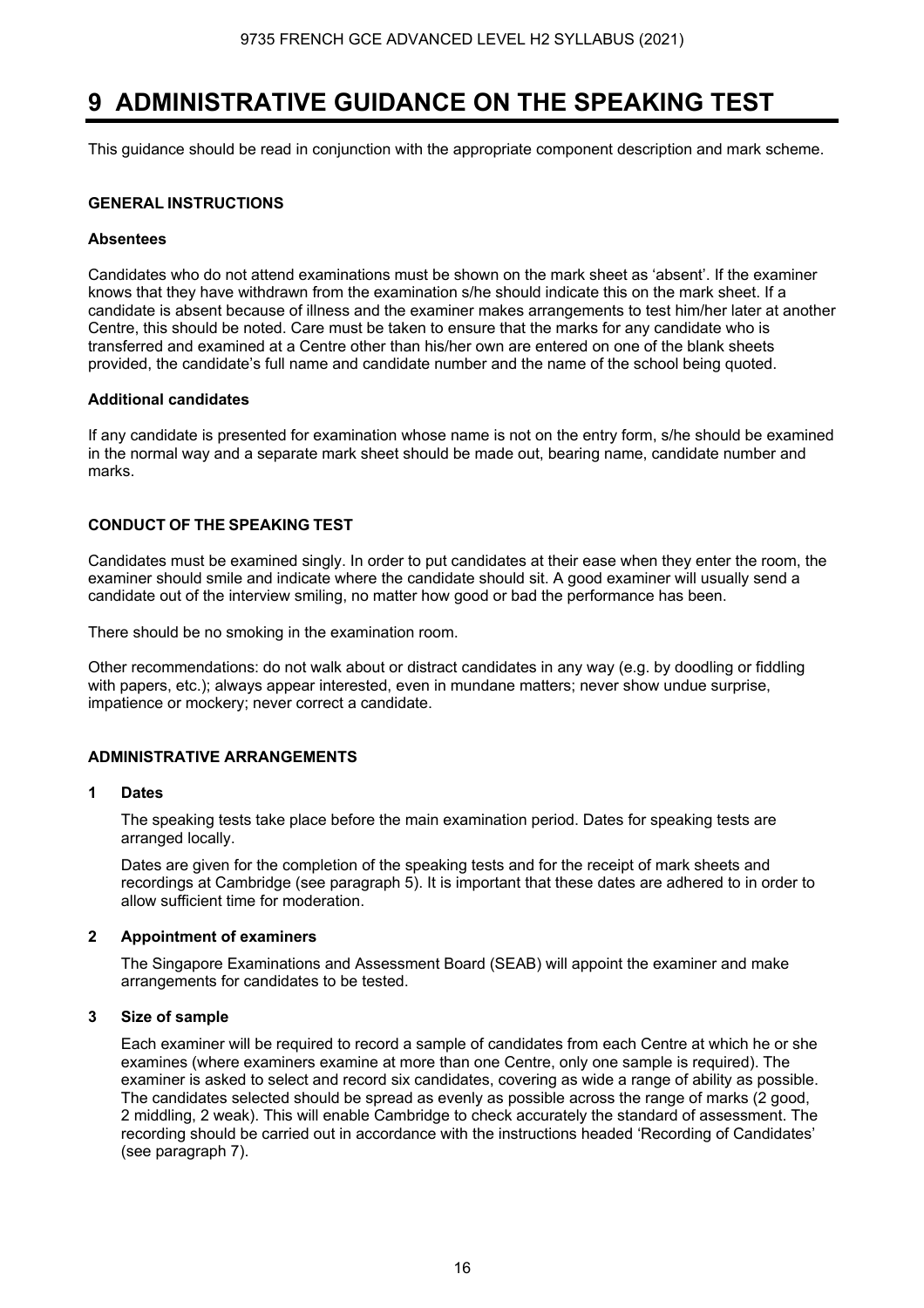# 9 ADMINISTRATIVE GUIDANCE ON THE SPEAKING TEST

This guidance should be read in conjunction with the appropriate component description and mark scheme.

## GENERAL INSTRUCTIONS

### Absentees

Candidates who do not attend examinations must be shown on the mark sheet as 'absent'. If the examiner knows that they have withdrawn from the examination s/he should indicate this on the mark sheet. If a candidate is absent because of illness and the examiner makes arrangements to test him/her later at another Centre, this should be noted. Care must be taken to ensure that the marks for any candidate who is transferred and examined at a Centre other than his/her own are entered on one of the blank sheets provided, the candidate's full name and candidate number and the name of the school being quoted.

### Additional candidates

If any candidate is presented for examination whose name is not on the entry form, s/he should be examined in the normal way and a separate mark sheet should be made out, bearing name, candidate number and marks.

## CONDUCT OF THE SPEAKING TEST

Candidates must be examined singly. In order to put candidates at their ease when they enter the room, the examiner should smile and indicate where the candidate should sit. A good examiner will usually send a candidate out of the interview smiling, no matter how good or bad the performance has been.

There should be no smoking in the examination room.

Other recommendations: do not walk about or distract candidates in any way (e.g. by doodling or fiddling with papers, etc.); always appear interested, even in mundane matters; never show undue surprise, impatience or mockery; never correct a candidate.

## ADMINISTRATIVE ARRANGEMENTS

### 1 Dates

The speaking tests take place before the main examination period. Dates for speaking tests are arranged locally.

Dates are given for the completion of the speaking tests and for the receipt of mark sheets and recordings at Cambridge (see paragraph 5). It is important that these dates are adhered to in order to allow sufficient time for moderation.

### 2 Appointment of examiners

The Singapore Examinations and Assessment Board (SEAB) will appoint the examiner and make arrangements for candidates to be tested.

### 3 Size of sample

Each examiner will be required to record a sample of candidates from each Centre at which he or she examines (where examiners examine at more than one Centre, only one sample is required). The examiner is asked to select and record six candidates, covering as wide a range of ability as possible. The candidates selected should be spread as evenly as possible across the range of marks (2 good, 2 middling, 2 weak). This will enable Cambridge to check accurately the standard of assessment. The recording should be carried out in accordance with the instructions headed 'Recording of Candidates' (see paragraph 7).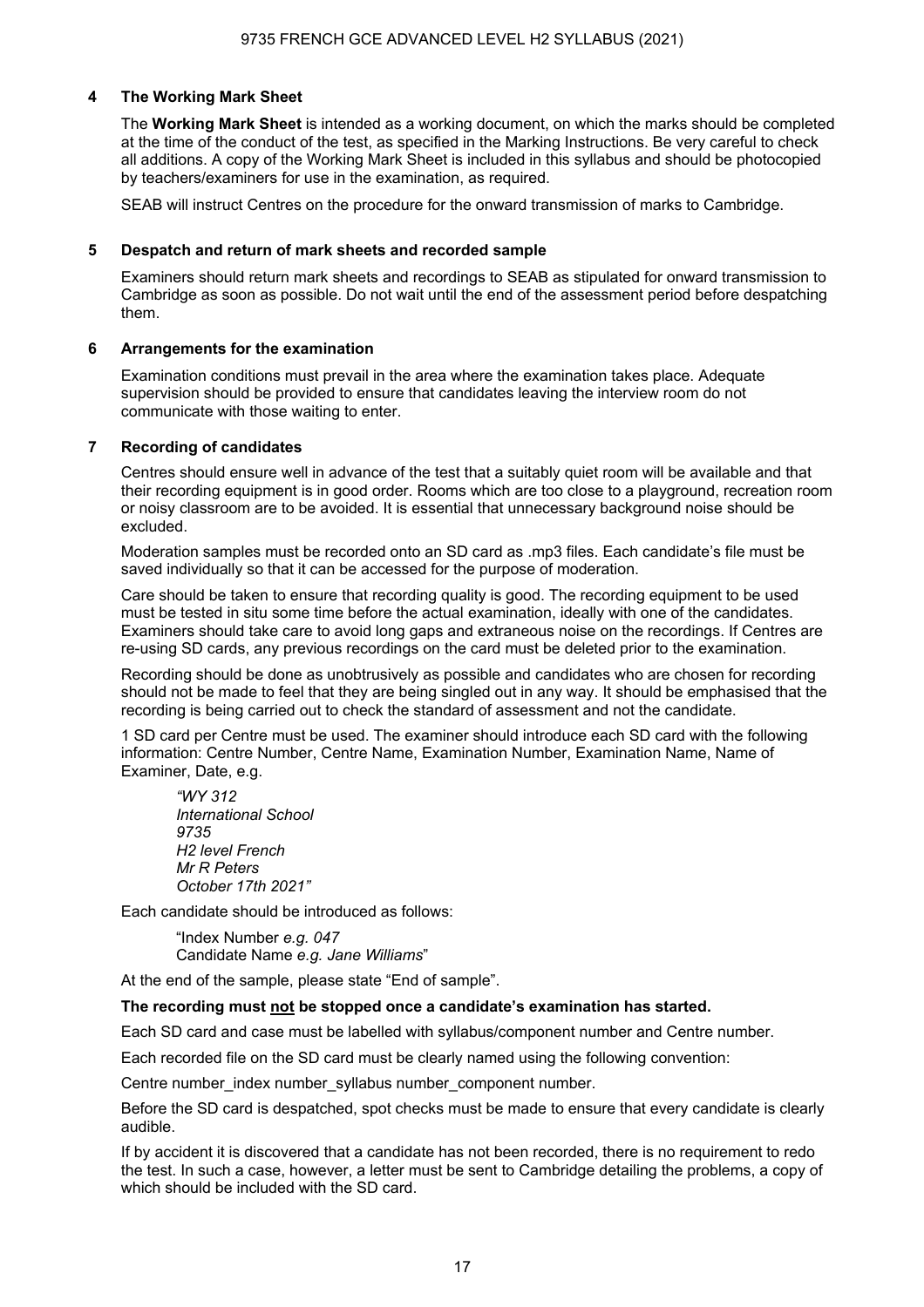### 4 The Working Mark Sheet

The **Working Mark Sheet** is intended as a working document, on which the marks should be completed at the time of the conduct of the test, as specified in the Marking Instructions. Be very careful to check all additions. A copy of the Working Mark Sheet is included in this syllabus and should be photocopied by teachers/examiners for use in the examination, as required.

SEAB will instruct Centres on the procedure for the onward transmission of marks to Cambridge.

### 5 Despatch and return of mark sheets and recorded sample

Examiners should return mark sheets and recordings to SEAB as stipulated for onward transmission to Cambridge as soon as possible. Do not wait until the end of the assessment period before despatching them.

### 6 Arrangements for the examination

Examination conditions must prevail in the area where the examination takes place. Adequate supervision should be provided to ensure that candidates leaving the interview room do not communicate with those waiting to enter.

### 7 Recording of candidates

Centres should ensure well in advance of the test that a suitably quiet room will be available and that their recording equipment is in good order. Rooms which are too close to a playground, recreation room or noisy classroom are to be avoided. It is essential that unnecessary background noise should be excluded.

Moderation samples must be recorded onto an SD card as .mp3 files. Each candidate's file must be saved individually so that it can be accessed for the purpose of moderation.

Care should be taken to ensure that recording quality is good. The recording equipment to be used must be tested in situ some time before the actual examination, ideally with one of the candidates. Examiners should take care to avoid long gaps and extraneous noise on the recordings. If Centres are re-using SD cards, any previous recordings on the card must be deleted prior to the examination.

Recording should be done as unobtrusively as possible and candidates who are chosen for recording should not be made to feel that they are being singled out in any way. It should be emphasised that the recording is being carried out to check the standard of assessment and not the candidate.

1 SD card per Centre must be used. The examiner should introduce each SD card with the following information: Centre Number, Centre Name, Examination Number, Examination Name, Name of Examiner, Date, e.g.

> *"WY 312*
> *International School*
> *9735*
> *H2 level French*
> *Mr R Peters*
> *October 17th 2021"*

Each candidate should be introduced as follows:

> "Index Number *e.g. 047*
> Candidate Name *e.g. Jane Williams*"

At the end of the sample, please state "End of sample".

**The recording must not be stopped once a candidate's examination has started.**

Each SD card and case must be labelled with syllabus/component number and Centre number.

Each recorded file on the SD card must be clearly named using the following convention:

Centre number_index number_syllabus number_component number.

Before the SD card is despatched, spot checks must be made to ensure that every candidate is clearly audible.

If by accident it is discovered that a candidate has not been recorded, there is no requirement to redo the test. In such a case, however, a letter must be sent to Cambridge detailing the problems, a copy of which should be included with the SD card.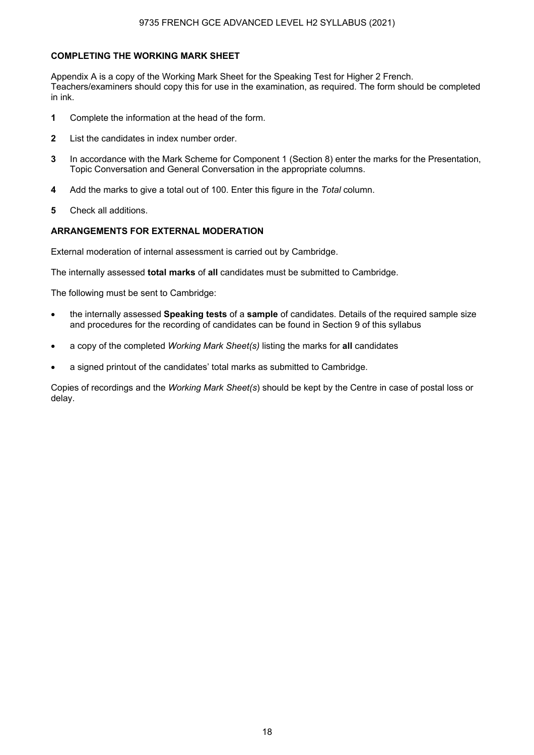### COMPLETING THE WORKING MARK SHEET

Appendix A is a copy of the Working Mark Sheet for the Speaking Test for Higher 2 French. Teachers/examiners should copy this for use in the examination, as required. The form should be completed in ink.

1. Complete the information at the head of the form.
2. List the candidates in index number order.
3. In accordance with the Mark Scheme for Component 1 (Section 8) enter the marks for the Presentation, Topic Conversation and General Conversation in the appropriate columns.
4. Add the marks to give a total out of 100. Enter this figure in the *Total* column.
5. Check all additions.

### ARRANGEMENTS FOR EXTERNAL MODERATION

External moderation of internal assessment is carried out by Cambridge.

The internally assessed **total marks** of **all** candidates must be submitted to Cambridge.

The following must be sent to Cambridge:

- the internally assessed **Speaking tests** of a **sample** of candidates. Details of the required sample size and procedures for the recording of candidates can be found in Section 9 of this syllabus
- a copy of the completed *Working Mark Sheet(s)* listing the marks for **all** candidates
- a signed printout of the candidates' total marks as submitted to Cambridge.

Copies of recordings and the *Working Mark Sheet(s*) should be kept by the Centre in case of postal loss or delay.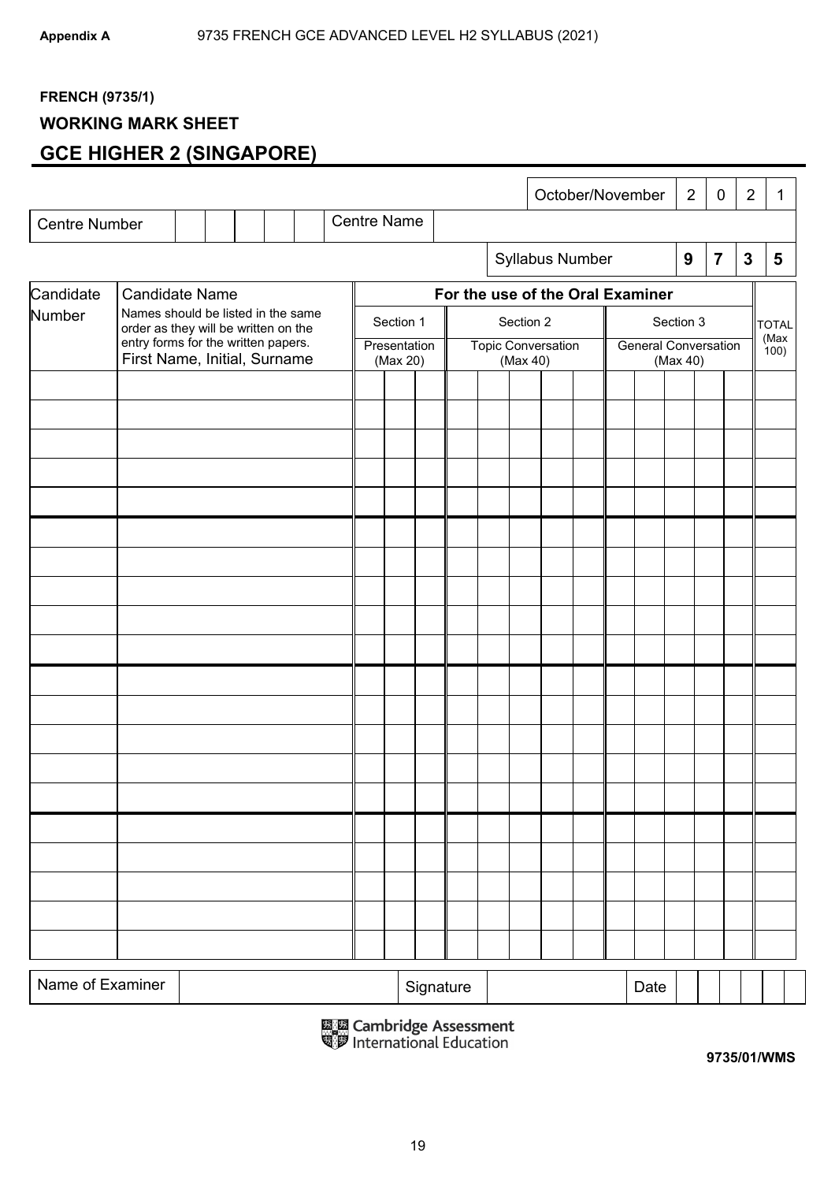Appendix A 9735 FRENCH GCE ADVANCED LEVEL H2 SYLLABUS (2021)

**FRENCH (9735/1)**

**WORKING MARK SHEET**

## GCE HIGHER 2 (SINGAPORE)

| | | | | | |
|---|---|---|---|---|---|
| | October/November | 2 | 0 | 2 | 1 |

| Centre Number | | | | | | Centre Name | |
|---|---|---|---|---|---|---|---|

| Syllabus Number | 9 | 7 | 3 | 5 |
|---|---|---|---|---|

| Candidate Number | Candidate Name<br>Names should be listed in the same order as they will be written on the entry forms for the written papers.<br>First Name, Initial, Surname | For the use of the Oral Examiner | | | TOTAL (Max 100) |
|---|---|---|---|---|---|
| | | Section 1<br>Presentation (Max 20) | Section 2<br>Topic Conversation (Max 40) | Section 3<br>General Conversation (Max 40) | |
| | | | | | |
| | | | | | |
| | | | | | |
| | | | | | |
| | | | | | |
| | | | | | |
| | | | | | |
| | | | | | |
| | | | | | |
| | | | | | |
| | | | | | |
| | | | | | |
| | | | | | |
| | | | | | |
| | | | | | |
| | | | | | |
| | | | | | |
| | | | | | |
| | | | | | |
| | | | | | |

| Name of Examiner | | Signature | | Date | |
|---|---|---|---|---|---|

Cambridge Assessment International Education

**9735/01/WMS**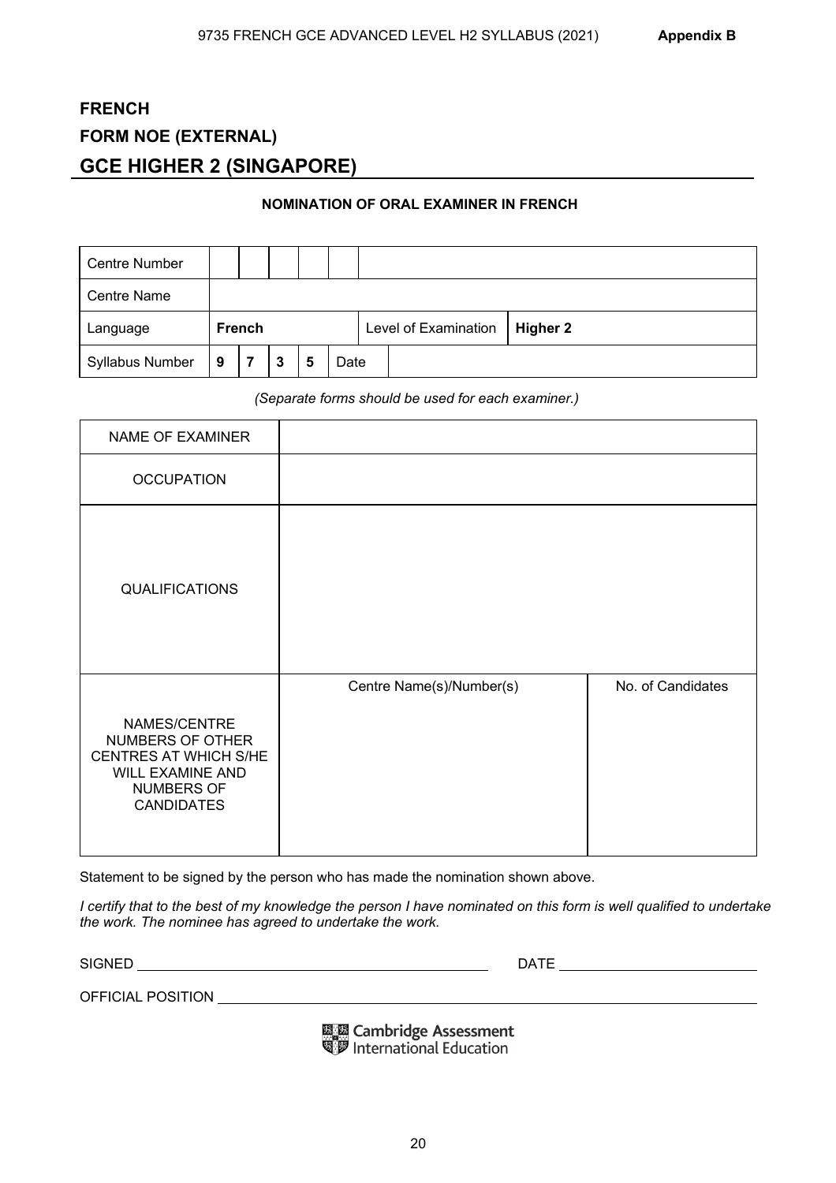**FRENCH**

**FORM NOE (EXTERNAL)**

## GCE HIGHER 2 (SINGAPORE)

**NOMINATION OF ORAL EXAMINER IN FRENCH**

| Centre Number | | | | | | | |
|---|---|---|---|---|---|---|---|
| Centre Name | | | | | | | |
| Language | **French** | | | | | Level of Examination | **Higher 2** |
| Syllabus Number | **9** | **7** | **3** | **5** | Date | | |

*(Separate forms should be used for each examiner.)*

| NAME OF EXAMINER | | |
|---|---|---|
| OCCUPATION | | |
| QUALIFICATIONS | | |
| NAMES/CENTRE NUMBERS OF OTHER CENTRES AT WHICH S/HE WILL EXAMINE AND NUMBERS OF CANDIDATES | Centre Name(s)/Number(s) | No. of Candidates |

Statement to be signed by the person who has made the nomination shown above.

*I certify that to the best of my knowledge the person I have nominated on this form is well qualified to undertake the work. The nominee has agreed to undertake the work.*

SIGNED ______________________________ DATE ____________________

OFFICIAL POSITION ______________________________________________

Cambridge Assessment International Education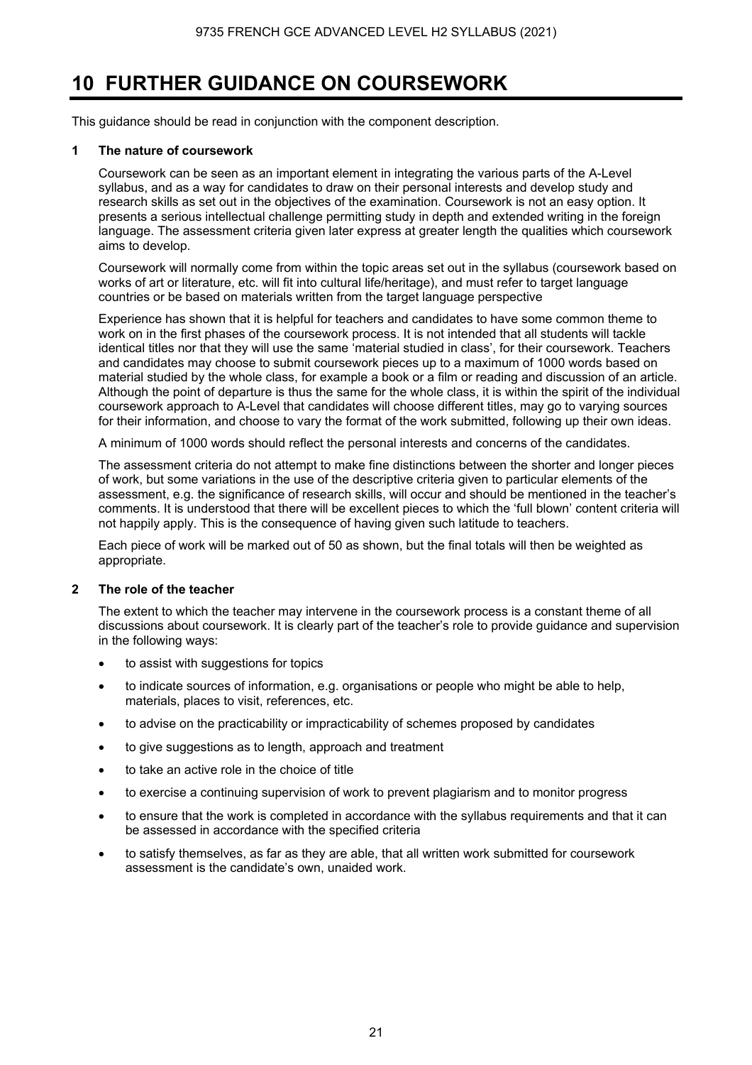# 10 FURTHER GUIDANCE ON COURSEWORK

This guidance should be read in conjunction with the component description.

## 1 The nature of coursework

Coursework can be seen as an important element in integrating the various parts of the A-Level syllabus, and as a way for candidates to draw on their personal interests and develop study and research skills as set out in the objectives of the examination. Coursework is not an easy option. It presents a serious intellectual challenge permitting study in depth and extended writing in the foreign language. The assessment criteria given later express at greater length the qualities which coursework aims to develop.

Coursework will normally come from within the topic areas set out in the syllabus (coursework based on works of art or literature, etc. will fit into cultural life/heritage), and must refer to target language countries or be based on materials written from the target language perspective

Experience has shown that it is helpful for teachers and candidates to have some common theme to work on in the first phases of the coursework process. It is not intended that all students will tackle identical titles nor that they will use the same 'material studied in class', for their coursework. Teachers and candidates may choose to submit coursework pieces up to a maximum of 1000 words based on material studied by the whole class, for example a book or a film or reading and discussion of an article. Although the point of departure is thus the same for the whole class, it is within the spirit of the individual coursework approach to A-Level that candidates will choose different titles, may go to varying sources for their information, and choose to vary the format of the work submitted, following up their own ideas.

A minimum of 1000 words should reflect the personal interests and concerns of the candidates.

The assessment criteria do not attempt to make fine distinctions between the shorter and longer pieces of work, but some variations in the use of the descriptive criteria given to particular elements of the assessment, e.g. the significance of research skills, will occur and should be mentioned in the teacher's comments. It is understood that there will be excellent pieces to which the 'full blown' content criteria will not happily apply. This is the consequence of having given such latitude to teachers.

Each piece of work will be marked out of 50 as shown, but the final totals will then be weighted as appropriate.

## 2 The role of the teacher

The extent to which the teacher may intervene in the coursework process is a constant theme of all discussions about coursework. It is clearly part of the teacher's role to provide guidance and supervision in the following ways:

- to assist with suggestions for topics
- to indicate sources of information, e.g. organisations or people who might be able to help, materials, places to visit, references, etc.
- to advise on the practicability or impracticability of schemes proposed by candidates
- to give suggestions as to length, approach and treatment
- to take an active role in the choice of title
- to exercise a continuing supervision of work to prevent plagiarism and to monitor progress
- to ensure that the work is completed in accordance with the syllabus requirements and that it can be assessed in accordance with the specified criteria
- to satisfy themselves, as far as they are able, that all written work submitted for coursework assessment is the candidate's own, unaided work.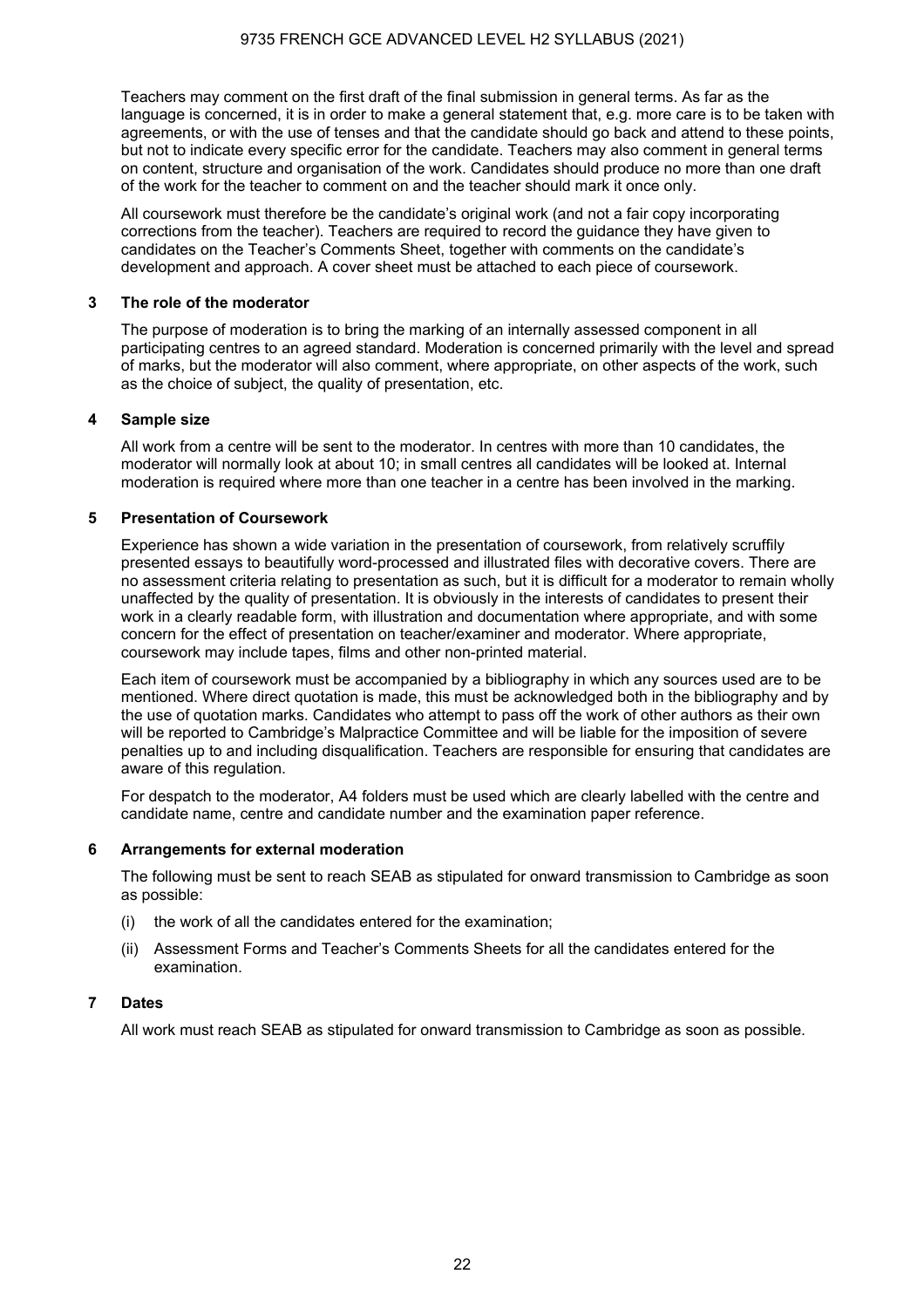Teachers may comment on the first draft of the final submission in general terms. As far as the language is concerned, it is in order to make a general statement that, e.g. more care is to be taken with agreements, or with the use of tenses and that the candidate should go back and attend to these points, but not to indicate every specific error for the candidate. Teachers may also comment in general terms on content, structure and organisation of the work. Candidates should produce no more than one draft of the work for the teacher to comment on and the teacher should mark it once only.

All coursework must therefore be the candidate's original work (and not a fair copy incorporating corrections from the teacher). Teachers are required to record the guidance they have given to candidates on the Teacher's Comments Sheet, together with comments on the candidate's development and approach. A cover sheet must be attached to each piece of coursework.

### 3 The role of the moderator

The purpose of moderation is to bring the marking of an internally assessed component in all participating centres to an agreed standard. Moderation is concerned primarily with the level and spread of marks, but the moderator will also comment, where appropriate, on other aspects of the work, such as the choice of subject, the quality of presentation, etc.

### 4 Sample size

All work from a centre will be sent to the moderator. In centres with more than 10 candidates, the moderator will normally look at about 10; in small centres all candidates will be looked at. Internal moderation is required where more than one teacher in a centre has been involved in the marking.

### 5 Presentation of Coursework

Experience has shown a wide variation in the presentation of coursework, from relatively scruffily presented essays to beautifully word-processed and illustrated files with decorative covers. There are no assessment criteria relating to presentation as such, but it is difficult for a moderator to remain wholly unaffected by the quality of presentation. It is obviously in the interests of candidates to present their work in a clearly readable form, with illustration and documentation where appropriate, and with some concern for the effect of presentation on teacher/examiner and moderator. Where appropriate, coursework may include tapes, films and other non-printed material.

Each item of coursework must be accompanied by a bibliography in which any sources used are to be mentioned. Where direct quotation is made, this must be acknowledged both in the bibliography and by the use of quotation marks. Candidates who attempt to pass off the work of other authors as their own will be reported to Cambridge's Malpractice Committee and will be liable for the imposition of severe penalties up to and including disqualification. Teachers are responsible for ensuring that candidates are aware of this regulation.

For despatch to the moderator, A4 folders must be used which are clearly labelled with the centre and candidate name, centre and candidate number and the examination paper reference.

### 6 Arrangements for external moderation

The following must be sent to reach SEAB as stipulated for onward transmission to Cambridge as soon as possible:

(i) the work of all the candidates entered for the examination;

(ii) Assessment Forms and Teacher's Comments Sheets for all the candidates entered for the examination.

### 7 Dates

All work must reach SEAB as stipulated for onward transmission to Cambridge as soon as possible.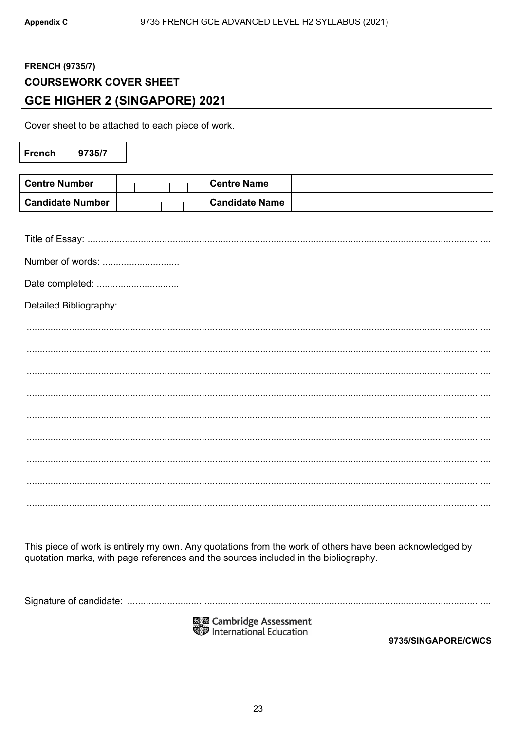**Appendix C**

**FRENCH (9735/7)**

**COURSEWORK COVER SHEET**

## GCE HIGHER 2 (SINGAPORE) 2021

Cover sheet to be attached to each piece of work.

| French | 9735/7 |
|---|---|

| Centre Number | | Centre Name | |
|---|---|---|---|
| Candidate Number | | Candidate Name | |

Title of Essay: ..........................................................................................................................................

Number of words: ............................

Date completed: ...............................

Detailed Bibliography: ...........................................................................................................................

..........................................................................................................................................................

..........................................................................................................................................................

..........................................................................................................................................................

..........................................................................................................................................................

..........................................................................................................................................................

..........................................................................................................................................................

..........................................................................................................................................................

..........................................................................................................................................................

..........................................................................................................................................................

This piece of work is entirely my own. Any quotations from the work of others have been acknowledged by quotation marks, with page references and the sources included in the bibliography.

Signature of candidate: ..........................................................................................................................

Cambridge Assessment International Education

**9735/SINGAPORE/CWCS**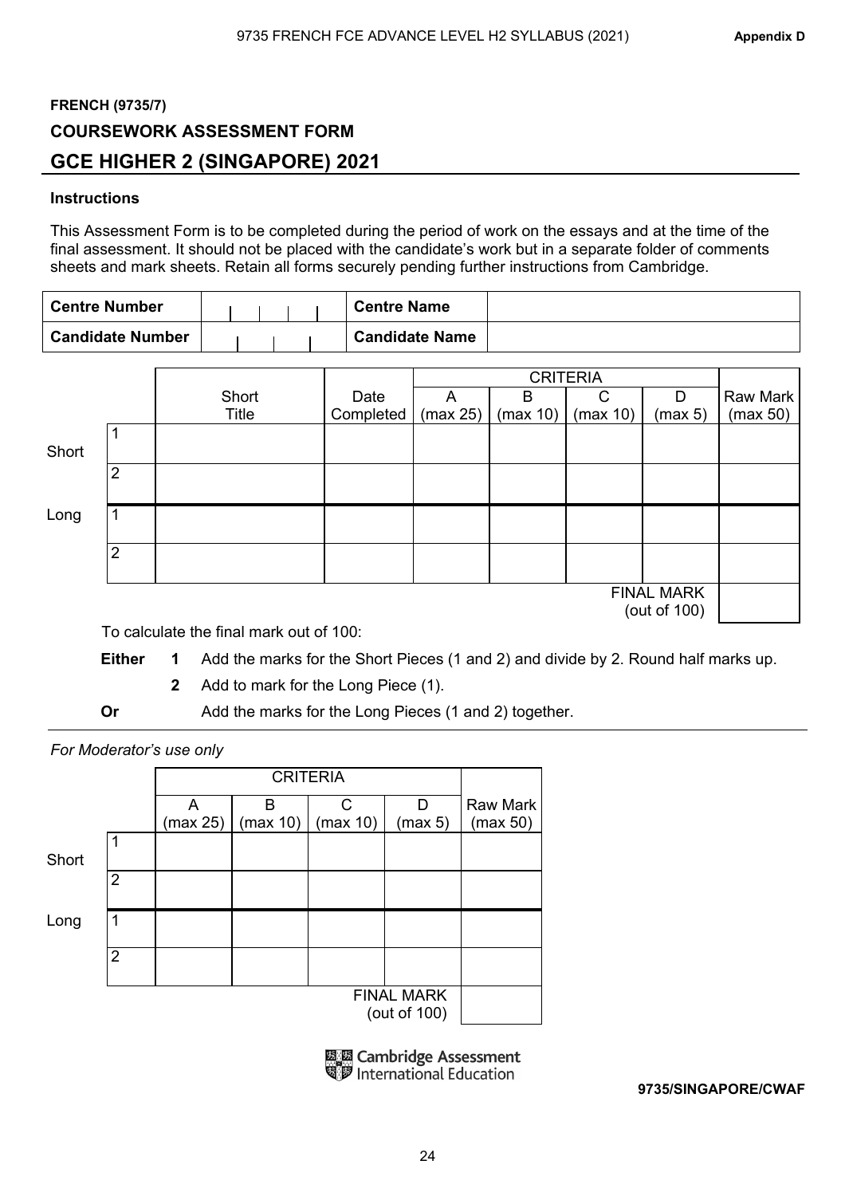**FRENCH (9735/7)**

**COURSEWORK ASSESSMENT FORM**

## GCE HIGHER 2 (SINGAPORE) 2021

**Instructions**

This Assessment Form is to be completed during the period of work on the essays and at the time of the final assessment. It should not be placed with the candidate's work but in a separate folder of comments sheets and mark sheets. Retain all forms securely pending further instructions from Cambridge.

| **Centre Number** | | **Centre Name** | |
|---|---|---|---|
| **Candidate Number** | | **Candidate Name** | |

| | | Short Title | Date Completed | CRITERIA A (max 25) | B (max 10) | C (max 10) | D (max 5) | Raw Mark (max 50) |
|---|---|---|---|---|---|---|---|---|
| Short | 1 | | | | | | | |
| | 2 | | | | | | | |
| Long | 1 | | | | | | | |
| | 2 | | | | | | | |
| | | | | | | | FINAL MARK (out of 100) | |

To calculate the final mark out of 100:

**Either** **1** Add the marks for the Short Pieces (1 and 2) and divide by 2. Round half marks up.

**2** Add to mark for the Long Piece (1).

**Or** Add the marks for the Long Pieces (1 and 2) together.

*For Moderator's use only*

| | | CRITERIA A (max 25) | B (max 10) | C (max 10) | D (max 5) | Raw Mark (max 50) |
|---|---|---|---|---|---|---|
| Short | 1 | | | | | |
| | 2 | | | | | |
| Long | 1 | | | | | |
| | 2 | | | | | |
| | | | | | FINAL MARK (out of 100) | |

Cambridge Assessment International Education

**9735/SINGAPORE/CWAF**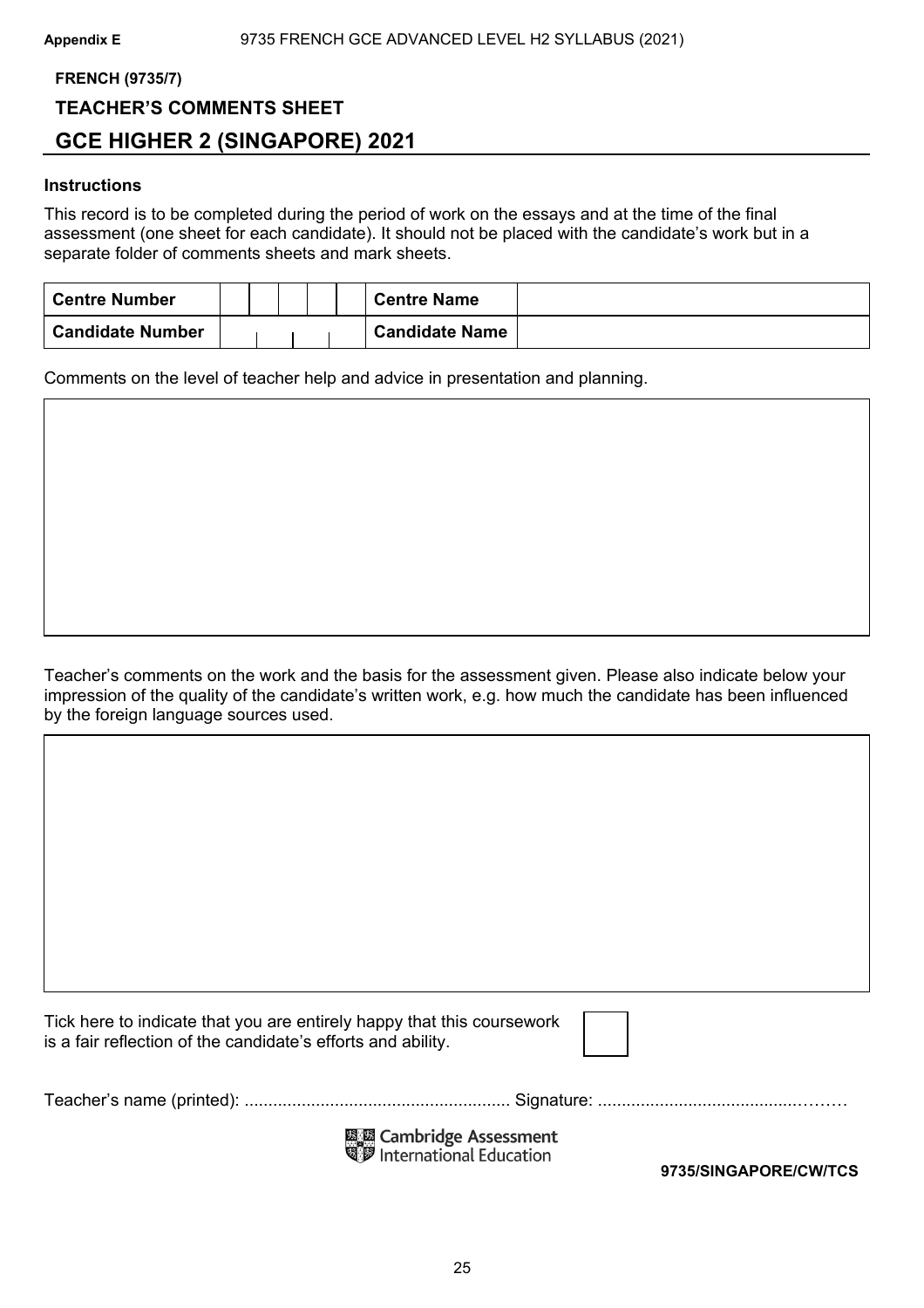**FRENCH (9735/7)**

**TEACHER'S COMMENTS SHEET**

## GCE HIGHER 2 (SINGAPORE) 2021

**Instructions**

This record is to be completed during the period of work on the essays and at the time of the final assessment (one sheet for each candidate). It should not be placed with the candidate's work but in a separate folder of comments sheets and mark sheets.

| | | | | | | | |
|---|---|---|---|---|---|---|---|
| **Centre Number** | | | | | | **Centre Name** | |
| **Candidate Number** | | | | | | **Candidate Name** | |

Comments on the level of teacher help and advice in presentation and planning.

| |
|---|
| |

Teacher's comments on the work and the basis for the assessment given. Please also indicate below your impression of the quality of the candidate's written work, e.g. how much the candidate has been influenced by the foreign language sources used.

| |
|---|
| |

Tick here to indicate that you are entirely happy that this coursework is a fair reflection of the candidate's efforts and ability. ☐

Teacher's name (printed): ........................................................ Signature: ..........................................………

Cambridge Assessment International Education

**9735/SINGAPORE/CW/TCS**